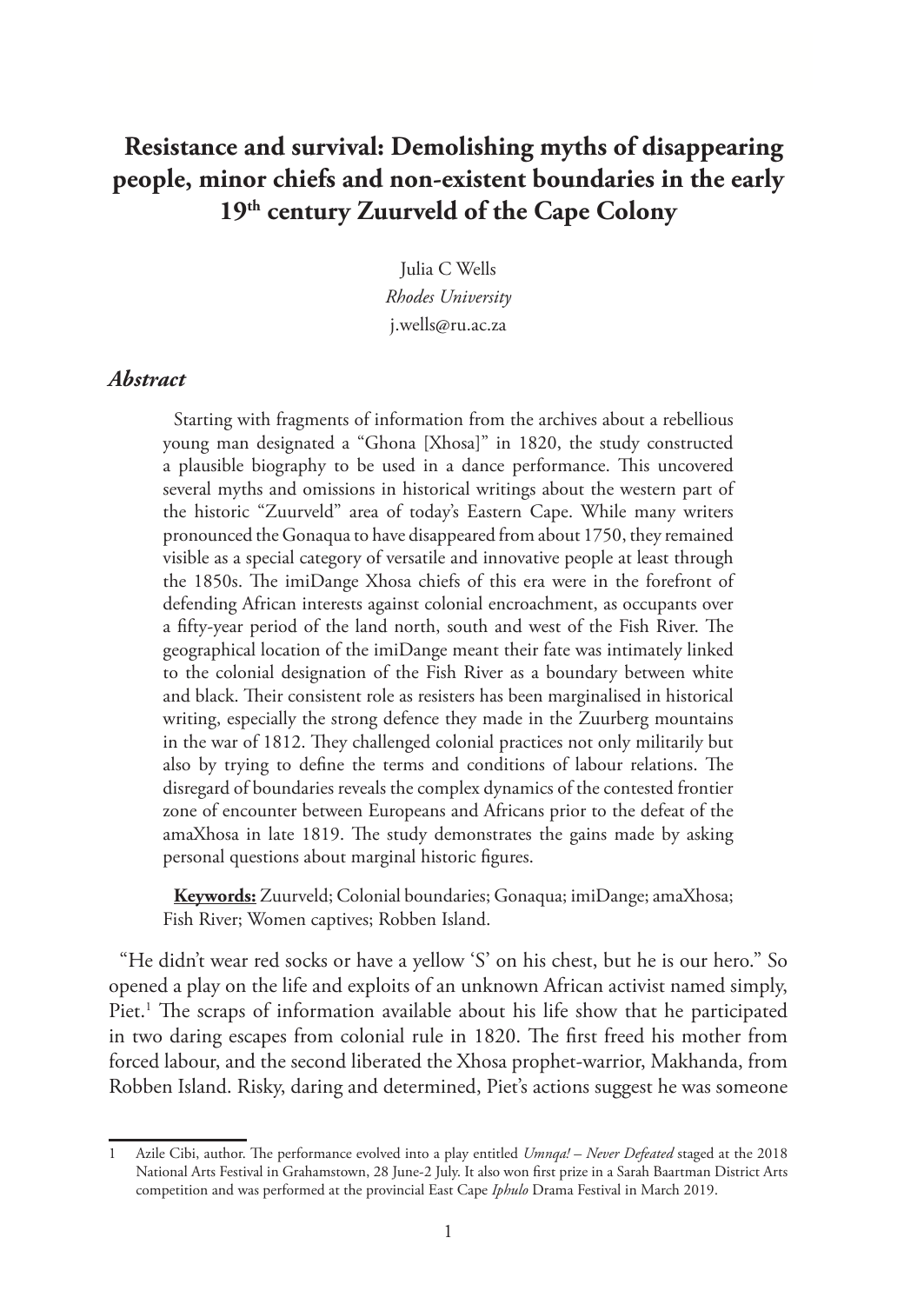# Resistance and survival: Demolishing myths of disappearing people, minor chiefs and non-existent boundaries in the early 19th century Zuurveld of the Cape Colony

Julia C Wells
*Rhodes University*
j.wells@ru.ac.za

## *Abstract*

Starting with fragments of information from the archives about a rebellious young man designated a "Ghona [Xhosa]" in 1820, the study constructed a plausible biography to be used in a dance performance. This uncovered several myths and omissions in historical writings about the western part of the historic "Zuurveld" area of today's Eastern Cape. While many writers pronounced the Gonaqua to have disappeared from about 1750, they remained visible as a special category of versatile and innovative people at least through the 1850s. The imiDange Xhosa chiefs of this era were in the forefront of defending African interests against colonial encroachment, as occupants over a fifty-year period of the land north, south and west of the Fish River. The geographical location of the imiDange meant their fate was intimately linked to the colonial designation of the Fish River as a boundary between white and black. Their consistent role as resisters has been marginalised in historical writing, especially the strong defence they made in the Zuurberg mountains in the war of 1812. They challenged colonial practices not only militarily but also by trying to define the terms and conditions of labour relations. The disregard of boundaries reveals the complex dynamics of the contested frontier zone of encounter between Europeans and Africans prior to the defeat of the amaXhosa in late 1819. The study demonstrates the gains made by asking personal questions about marginal historic figures.

**Keywords:** Zuurveld; Colonial boundaries; Gonaqua; imiDange; amaXhosa; Fish River; Women captives; Robben Island.

"He didn't wear red socks or have a yellow 'S' on his chest, but he is our hero." So opened a play on the life and exploits of an unknown African activist named simply, Piet.[1] The scraps of information available about his life show that he participated in two daring escapes from colonial rule in 1820. The first freed his mother from forced labour, and the second liberated the Xhosa prophet-warrior, Makhanda, from Robben Island. Risky, daring and determined, Piet's actions suggest he was someone

---

1 Azile Cibi, author. The performance evolved into a play entitled *Umnqa! – Never Defeated* staged at the 2018 National Arts Festival in Grahamstown, 28 June-2 July. It also won first prize in a Sarah Baartman District Arts competition and was performed at the provincial East Cape *Iphulo* Drama Festival in March 2019.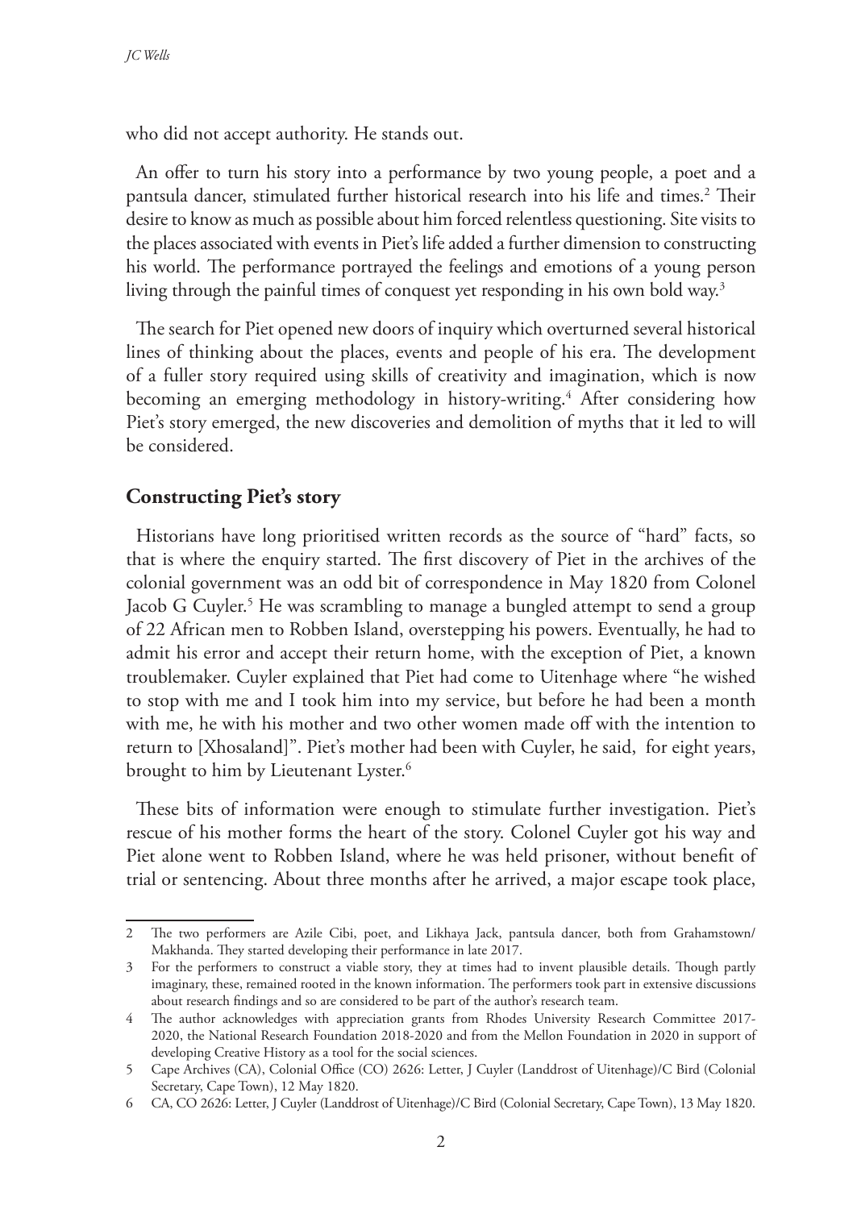who did not accept authority. He stands out.

An offer to turn his story into a performance by two young people, a poet and a pantsula dancer, stimulated further historical research into his life and times.[2] Their desire to know as much as possible about him forced relentless questioning. Site visits to the places associated with events in Piet's life added a further dimension to constructing his world. The performance portrayed the feelings and emotions of a young person living through the painful times of conquest yet responding in his own bold way.[3]

The search for Piet opened new doors of inquiry which overturned several historical lines of thinking about the places, events and people of his era. The development of a fuller story required using skills of creativity and imagination, which is now becoming an emerging methodology in history-writing.[4] After considering how Piet's story emerged, the new discoveries and demolition of myths that it led to will be considered.

## Constructing Piet's story

Historians have long prioritised written records as the source of "hard" facts, so that is where the enquiry started. The first discovery of Piet in the archives of the colonial government was an odd bit of correspondence in May 1820 from Colonel Jacob G Cuyler.[5] He was scrambling to manage a bungled attempt to send a group of 22 African men to Robben Island, overstepping his powers. Eventually, he had to admit his error and accept their return home, with the exception of Piet, a known troublemaker. Cuyler explained that Piet had come to Uitenhage where "he wished to stop with me and I took him into my service, but before he had been a month with me, he with his mother and two other women made off with the intention to return to [Xhosaland]". Piet's mother had been with Cuyler, he said, for eight years, brought to him by Lieutenant Lyster.[6]

These bits of information were enough to stimulate further investigation. Piet's rescue of his mother forms the heart of the story. Colonel Cuyler got his way and Piet alone went to Robben Island, where he was held prisoner, without benefit of trial or sentencing. About three months after he arrived, a major escape took place,

---

2 The two performers are Azile Cibi, poet, and Likhaya Jack, pantsula dancer, both from Grahamstown/ Makhanda. They started developing their performance in late 2017.

3 For the performers to construct a viable story, they at times had to invent plausible details. Though partly imaginary, these, remained rooted in the known information. The performers took part in extensive discussions about research findings and so are considered to be part of the author's research team.

4 The author acknowledges with appreciation grants from Rhodes University Research Committee 2017-2020, the National Research Foundation 2018-2020 and from the Mellon Foundation in 2020 in support of developing Creative History as a tool for the social sciences.

5 Cape Archives (CA), Colonial Office (CO) 2626: Letter, J Cuyler (Landdrost of Uitenhage)/C Bird (Colonial Secretary, Cape Town), 12 May 1820.

6 CA, CO 2626: Letter, J Cuyler (Landdrost of Uitenhage)/C Bird (Colonial Secretary, Cape Town), 13 May 1820.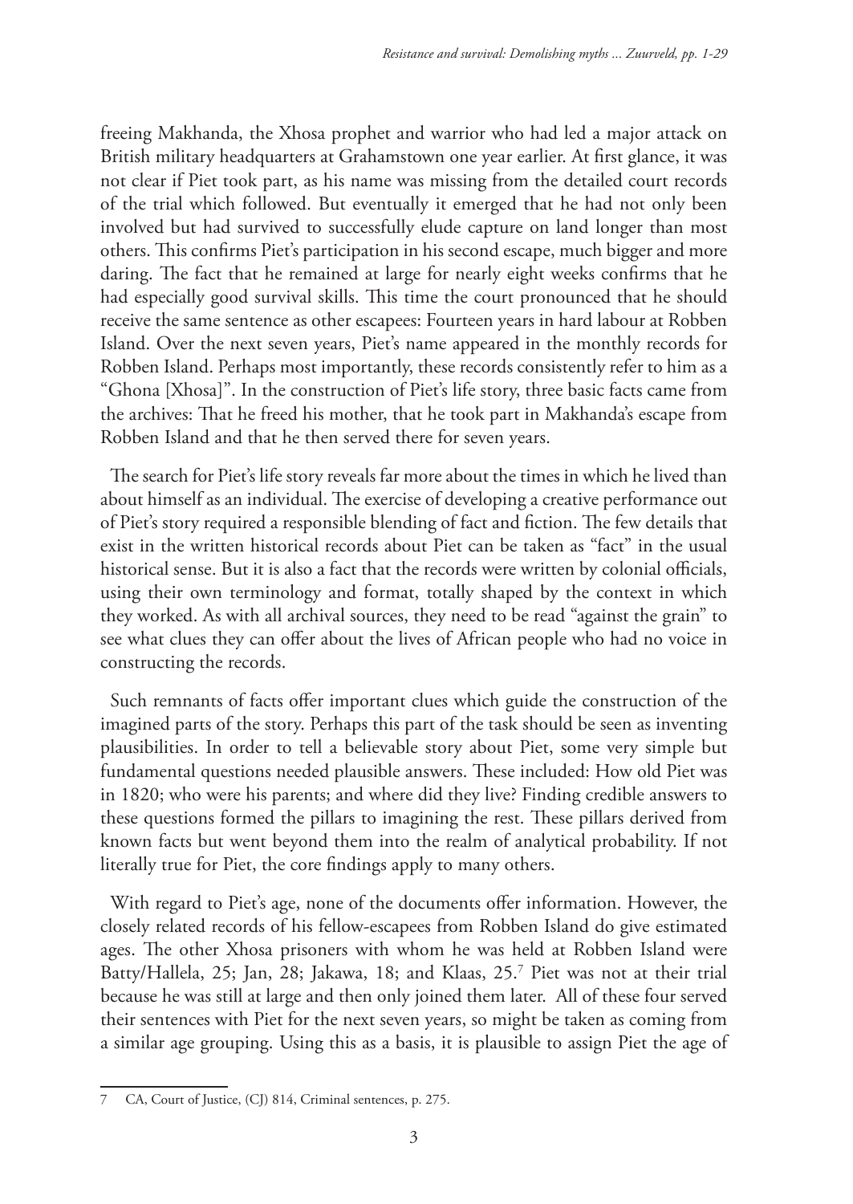freeing Makhanda, the Xhosa prophet and warrior who had led a major attack on British military headquarters at Grahamstown one year earlier. At first glance, it was not clear if Piet took part, as his name was missing from the detailed court records of the trial which followed. But eventually it emerged that he had not only been involved but had survived to successfully elude capture on land longer than most others. This confirms Piet's participation in his second escape, much bigger and more daring. The fact that he remained at large for nearly eight weeks confirms that he had especially good survival skills. This time the court pronounced that he should receive the same sentence as other escapees: Fourteen years in hard labour at Robben Island. Over the next seven years, Piet's name appeared in the monthly records for Robben Island. Perhaps most importantly, these records consistently refer to him as a "Ghona [Xhosa]". In the construction of Piet's life story, three basic facts came from the archives: That he freed his mother, that he took part in Makhanda's escape from Robben Island and that he then served there for seven years.

The search for Piet's life story reveals far more about the times in which he lived than about himself as an individual. The exercise of developing a creative performance out of Piet's story required a responsible blending of fact and fiction. The few details that exist in the written historical records about Piet can be taken as "fact" in the usual historical sense. But it is also a fact that the records were written by colonial officials, using their own terminology and format, totally shaped by the context in which they worked. As with all archival sources, they need to be read "against the grain" to see what clues they can offer about the lives of African people who had no voice in constructing the records.

Such remnants of facts offer important clues which guide the construction of the imagined parts of the story. Perhaps this part of the task should be seen as inventing plausibilities. In order to tell a believable story about Piet, some very simple but fundamental questions needed plausible answers. These included: How old Piet was in 1820; who were his parents; and where did they live? Finding credible answers to these questions formed the pillars to imagining the rest. These pillars derived from known facts but went beyond them into the realm of analytical probability. If not literally true for Piet, the core findings apply to many others.

With regard to Piet's age, none of the documents offer information. However, the closely related records of his fellow-escapees from Robben Island do give estimated ages. The other Xhosa prisoners with whom he was held at Robben Island were Batty/Hallela, 25; Jan, 28; Jakawa, 18; and Klaas, 25.[7] Piet was not at their trial because he was still at large and then only joined them later. All of these four served their sentences with Piet for the next seven years, so might be taken as coming from a similar age grouping. Using this as a basis, it is plausible to assign Piet the age of

---

7 CA, Court of Justice, (CJ) 814, Criminal sentences, p. 275.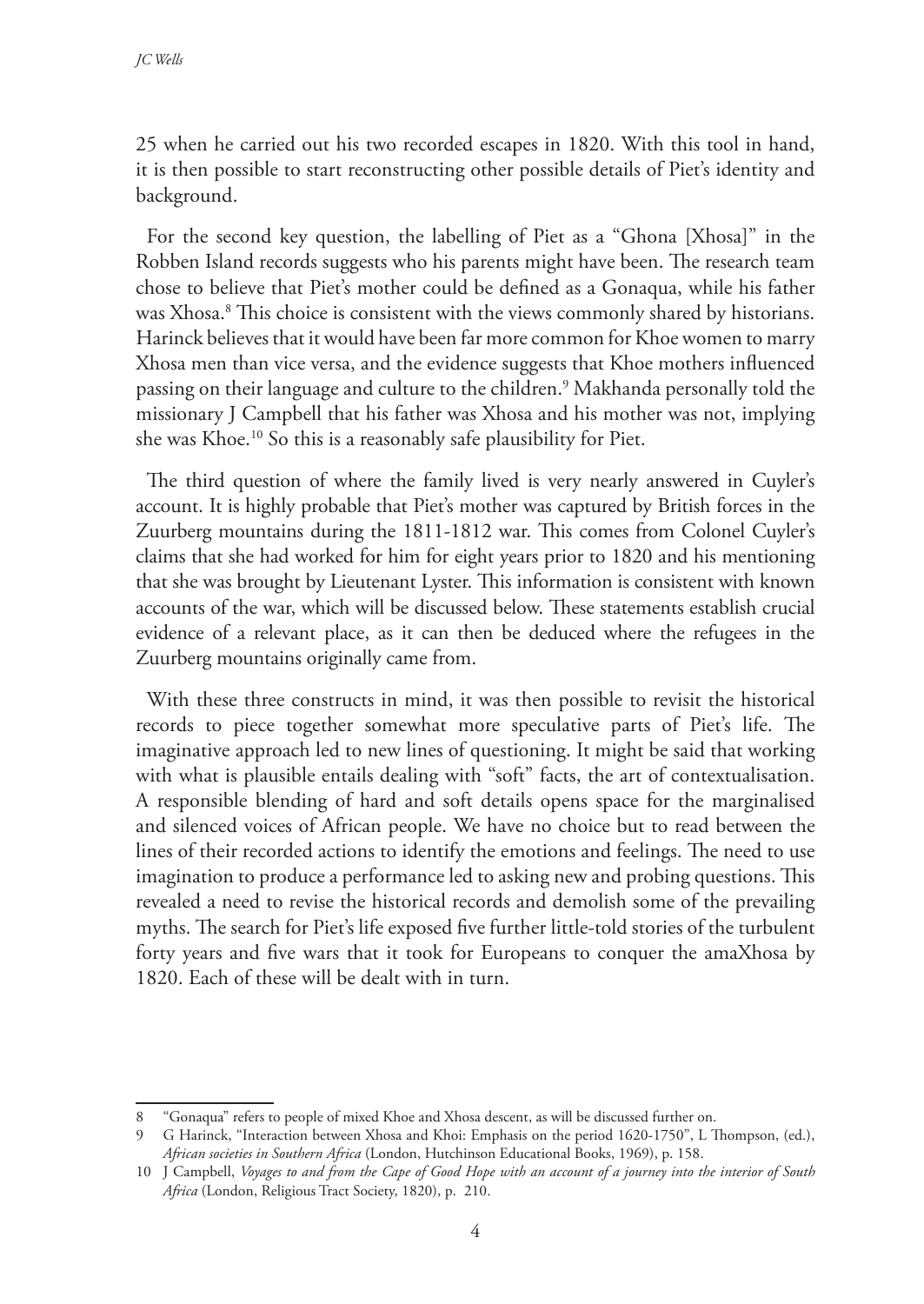25 when he carried out his two recorded escapes in 1820. With this tool in hand, it is then possible to start reconstructing other possible details of Piet's identity and background.

For the second key question, the labelling of Piet as a "Ghona [Xhosa]" in the Robben Island records suggests who his parents might have been. The research team chose to believe that Piet's mother could be defined as a Gonaqua, while his father was Xhosa.[8] This choice is consistent with the views commonly shared by historians. Harinck believes that it would have been far more common for Khoe women to marry Xhosa men than vice versa, and the evidence suggests that Khoe mothers influenced passing on their language and culture to the children.[9] Makhanda personally told the missionary J Campbell that his father was Xhosa and his mother was not, implying she was Khoe.[10] So this is a reasonably safe plausibility for Piet.

The third question of where the family lived is very nearly answered in Cuyler's account. It is highly probable that Piet's mother was captured by British forces in the Zuurberg mountains during the 1811-1812 war. This comes from Colonel Cuyler's claims that she had worked for him for eight years prior to 1820 and his mentioning that she was brought by Lieutenant Lyster. This information is consistent with known accounts of the war, which will be discussed below. These statements establish crucial evidence of a relevant place, as it can then be deduced where the refugees in the Zuurberg mountains originally came from.

With these three constructs in mind, it was then possible to revisit the historical records to piece together somewhat more speculative parts of Piet's life. The imaginative approach led to new lines of questioning. It might be said that working with what is plausible entails dealing with "soft" facts, the art of contextualisation. A responsible blending of hard and soft details opens space for the marginalised and silenced voices of African people. We have no choice but to read between the lines of their recorded actions to identify the emotions and feelings. The need to use imagination to produce a performance led to asking new and probing questions. This revealed a need to revise the historical records and demolish some of the prevailing myths. The search for Piet's life exposed five further little-told stories of the turbulent forty years and five wars that it took for Europeans to conquer the amaXhosa by 1820. Each of these will be dealt with in turn.

---

8 "Gonaqua" refers to people of mixed Khoe and Xhosa descent, as will be discussed further on.

9 G Harinck, "Interaction between Xhosa and Khoi: Emphasis on the period 1620-1750", L Thompson, (ed.), *African societies in Southern Africa* (London, Hutchinson Educational Books, 1969), p. 158.

10 J Campbell, *Voyages to and from the Cape of Good Hope with an account of a journey into the interior of South Africa* (London, Religious Tract Society, 1820), p. 210.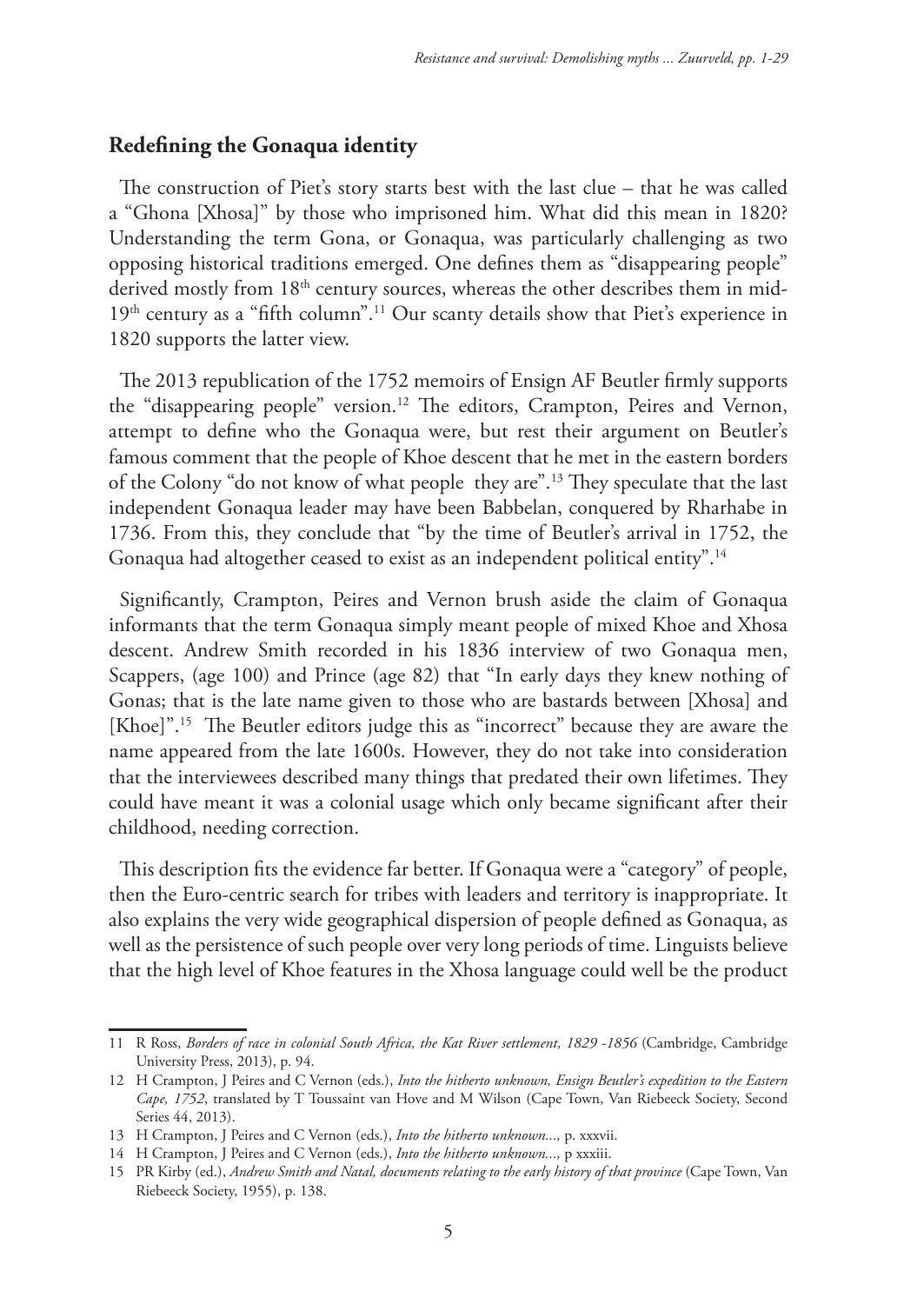## Redefining the Gonaqua identity

The construction of Piet's story starts best with the last clue – that he was called a "Ghona [Xhosa]" by those who imprisoned him. What did this mean in 1820? Understanding the term Gona, or Gonaqua, was particularly challenging as two opposing historical traditions emerged. One defines them as "disappearing people" derived mostly from 18th century sources, whereas the other describes them in mid-19th century as a "fifth column".[11] Our scanty details show that Piet's experience in 1820 supports the latter view.

The 2013 republication of the 1752 memoirs of Ensign AF Beutler firmly supports the "disappearing people" version.[12] The editors, Crampton, Peires and Vernon, attempt to define who the Gonaqua were, but rest their argument on Beutler's famous comment that the people of Khoe descent that he met in the eastern borders of the Colony "do not know of what people they are".[13] They speculate that the last independent Gonaqua leader may have been Babbelan, conquered by Rharhabe in 1736. From this, they conclude that "by the time of Beutler's arrival in 1752, the Gonaqua had altogether ceased to exist as an independent political entity".[14]

Significantly, Crampton, Peires and Vernon brush aside the claim of Gonaqua informants that the term Gonaqua simply meant people of mixed Khoe and Xhosa descent. Andrew Smith recorded in his 1836 interview of two Gonaqua men, Scappers, (age 100) and Prince (age 82) that "In early days they knew nothing of Gonas; that is the late name given to those who are bastards between [Xhosa] and [Khoe]".[15] The Beutler editors judge this as "incorrect" because they are aware the name appeared from the late 1600s. However, they do not take into consideration that the interviewees described many things that predated their own lifetimes. They could have meant it was a colonial usage which only became significant after their childhood, needing correction.

This description fits the evidence far better. If Gonaqua were a "category" of people, then the Euro-centric search for tribes with leaders and territory is inappropriate. It also explains the very wide geographical dispersion of people defined as Gonaqua, as well as the persistence of such people over very long periods of time. Linguists believe that the high level of Khoe features in the Xhosa language could well be the product

---

11 R Ross, *Borders of race in colonial South Africa, the Kat River settlement, 1829 -1856* (Cambridge, Cambridge University Press, 2013), p. 94.

12 H Crampton, J Peires and C Vernon (eds.), *Into the hitherto unknown, Ensign Beutler's expedition to the Eastern Cape, 1752*, translated by T Toussaint van Hove and M Wilson (Cape Town, Van Riebeeck Society, Second Series 44, 2013).

13 H Crampton, J Peires and C Vernon (eds.), *Into the hitherto unknown...,* p. xxxvii.

14 H Crampton, J Peires and C Vernon (eds.), *Into the hitherto unknown...,* p xxxiii.

15 PR Kirby (ed.), *Andrew Smith and Natal, documents relating to the early history of that province* (Cape Town, Van Riebeeck Society, 1955), p. 138.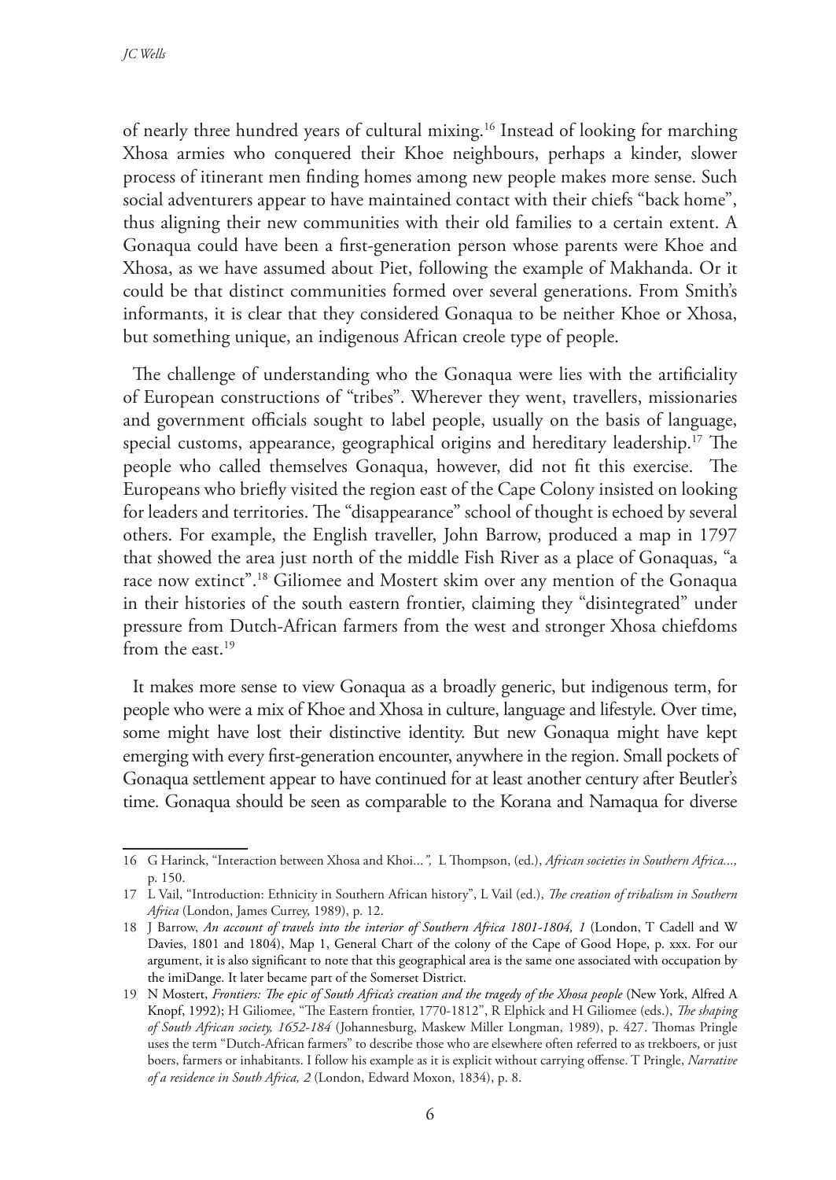of nearly three hundred years of cultural mixing.[16] Instead of looking for marching Xhosa armies who conquered their Khoe neighbours, perhaps a kinder, slower process of itinerant men finding homes among new people makes more sense. Such social adventurers appear to have maintained contact with their chiefs "back home", thus aligning their new communities with their old families to a certain extent. A Gonaqua could have been a first-generation person whose parents were Khoe and Xhosa, as we have assumed about Piet, following the example of Makhanda. Or it could be that distinct communities formed over several generations. From Smith's informants, it is clear that they considered Gonaqua to be neither Khoe or Xhosa, but something unique, an indigenous African creole type of people.

The challenge of understanding who the Gonaqua were lies with the artificiality of European constructions of "tribes". Wherever they went, travellers, missionaries and government officials sought to label people, usually on the basis of language, special customs, appearance, geographical origins and hereditary leadership.[17] The people who called themselves Gonaqua, however, did not fit this exercise. The Europeans who briefly visited the region east of the Cape Colony insisted on looking for leaders and territories. The "disappearance" school of thought is echoed by several others. For example, the English traveller, John Barrow, produced a map in 1797 that showed the area just north of the middle Fish River as a place of Gonaquas, "a race now extinct".[18] Giliomee and Mostert skim over any mention of the Gonaqua in their histories of the south eastern frontier, claiming they "disintegrated" under pressure from Dutch-African farmers from the west and stronger Xhosa chiefdoms from the east.[19]

It makes more sense to view Gonaqua as a broadly generic, but indigenous term, for people who were a mix of Khoe and Xhosa in culture, language and lifestyle. Over time, some might have lost their distinctive identity. But new Gonaqua might have kept emerging with every first-generation encounter, anywhere in the region. Small pockets of Gonaqua settlement appear to have continued for at least another century after Beutler's time. Gonaqua should be seen as comparable to the Korana and Namaqua for diverse

---

16 G Harinck, "Interaction between Xhosa and Khoi...", L Thompson, (ed.), *African societies in Southern Africa...,* p. 150.

17 L Vail, "Introduction: Ethnicity in Southern African history", L Vail (ed.), *The creation of tribalism in Southern Africa* (London, James Currey, 1989), p. 12.

18 J Barrow, *An account of travels into the interior of Southern Africa 1801-1804, 1* (London, T Cadell and W Davies, 1801 and 1804), Map 1, General Chart of the colony of the Cape of Good Hope, p. xxx. For our argument, it is also significant to note that this geographical area is the same one associated with occupation by the imiDange. It later became part of the Somerset District.

19 N Mostert, *Frontiers: The epic of South Africa's creation and the tragedy of the Xhosa people* (New York, Alfred A Knopf, 1992); H Giliomee, "The Eastern frontier, 1770-1812", R Elphick and H Giliomee (eds.), *The shaping of South African society, 1652-184* (Johannesburg, Maskew Miller Longman, 1989), p. 427. Thomas Pringle uses the term "Dutch-African farmers" to describe those who are elsewhere often referred to as trekboers, or just boers, farmers or inhabitants. I follow his example as it is explicit without carrying offense. T Pringle, *Narrative of a residence in South Africa, 2* (London, Edward Moxon, 1834), p. 8.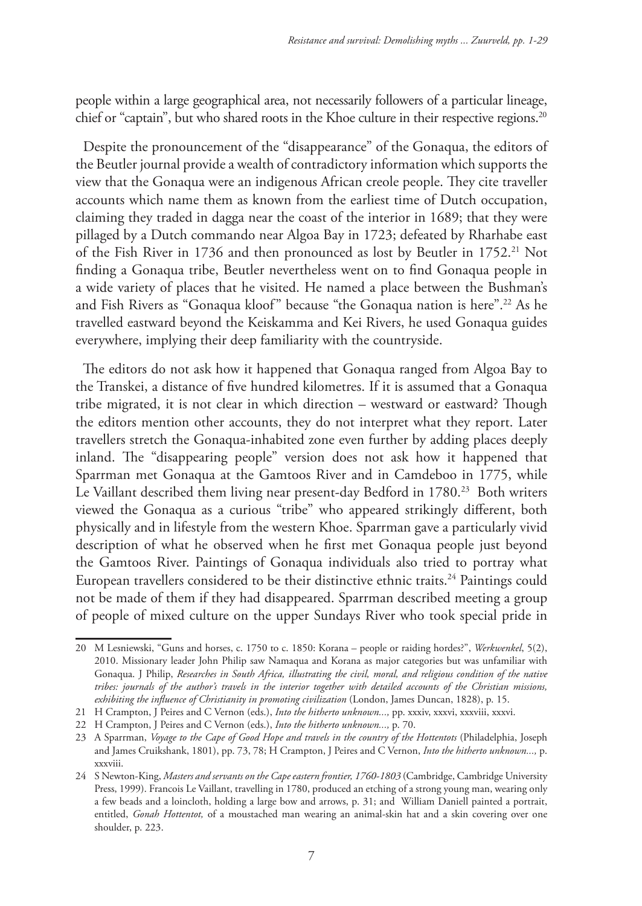people within a large geographical area, not necessarily followers of a particular lineage, chief or "captain", but who shared roots in the Khoe culture in their respective regions.[20]

Despite the pronouncement of the "disappearance" of the Gonaqua, the editors of the Beutler journal provide a wealth of contradictory information which supports the view that the Gonaqua were an indigenous African creole people. They cite traveller accounts which name them as known from the earliest time of Dutch occupation, claiming they traded in dagga near the coast of the interior in 1689; that they were pillaged by a Dutch commando near Algoa Bay in 1723; defeated by Rharhabe east of the Fish River in 1736 and then pronounced as lost by Beutler in 1752.[21] Not finding a Gonaqua tribe, Beutler nevertheless went on to find Gonaqua people in a wide variety of places that he visited. He named a place between the Bushman's and Fish Rivers as "Gonaqua kloof" because "the Gonaqua nation is here".[22] As he travelled eastward beyond the Keiskamma and Kei Rivers, he used Gonaqua guides everywhere, implying their deep familiarity with the countryside.

The editors do not ask how it happened that Gonaqua ranged from Algoa Bay to the Transkei, a distance of five hundred kilometres. If it is assumed that a Gonaqua tribe migrated, it is not clear in which direction – westward or eastward? Though the editors mention other accounts, they do not interpret what they report. Later travellers stretch the Gonaqua-inhabited zone even further by adding places deeply inland. The "disappearing people" version does not ask how it happened that Sparrman met Gonaqua at the Gamtoos River and in Camdeboo in 1775, while Le Vaillant described them living near present-day Bedford in 1780.[23] Both writers viewed the Gonaqua as a curious "tribe" who appeared strikingly different, both physically and in lifestyle from the western Khoe. Sparrman gave a particularly vivid description of what he observed when he first met Gonaqua people just beyond the Gamtoos River. Paintings of Gonaqua individuals also tried to portray what European travellers considered to be their distinctive ethnic traits.[24] Paintings could not be made of them if they had disappeared. Sparrman described meeting a group of people of mixed culture on the upper Sundays River who took special pride in

---

20 M Lesniewski, "Guns and horses, c. 1750 to c. 1850: Korana – people or raiding hordes?", *Werkwenkel*, 5(2), 2010. Missionary leader John Philip saw Namaqua and Korana as major categories but was unfamiliar with Gonaqua. J Philip, *Researches in South Africa, illustrating the civil, moral, and religious condition of the native tribes: journals of the author's travels in the interior together with detailed accounts of the Christian missions, exhibiting the influence of Christianity in promoting civilization* (London, James Duncan, 1828), p. 15.

21 H Crampton, J Peires and C Vernon (eds.), *Into the hitherto unknown...,* pp. xxxiv, xxxvi, xxxviii, xxxvi.

22 H Crampton, J Peires and C Vernon (eds.), *Into the hitherto unknown...,* p. 70.

23 A Sparrman, *Voyage to the Cape of Good Hope and travels in the country of the Hottentots* (Philadelphia, Joseph and James Cruikshank, 1801), pp. 73, 78; H Crampton, J Peires and C Vernon, *Into the hitherto unknown...,* p. xxxviii.

24 S Newton-King, *Masters and servants on the Cape eastern frontier, 1760-1803* (Cambridge, Cambridge University Press, 1999). Francois Le Vaillant, travelling in 1780, produced an etching of a strong young man, wearing only a few beads and a loincloth, holding a large bow and arrows, p. 31; and William Daniell painted a portrait, entitled, *Gonah Hottentot,* of a moustached man wearing an animal-skin hat and a skin covering over one shoulder, p. 223.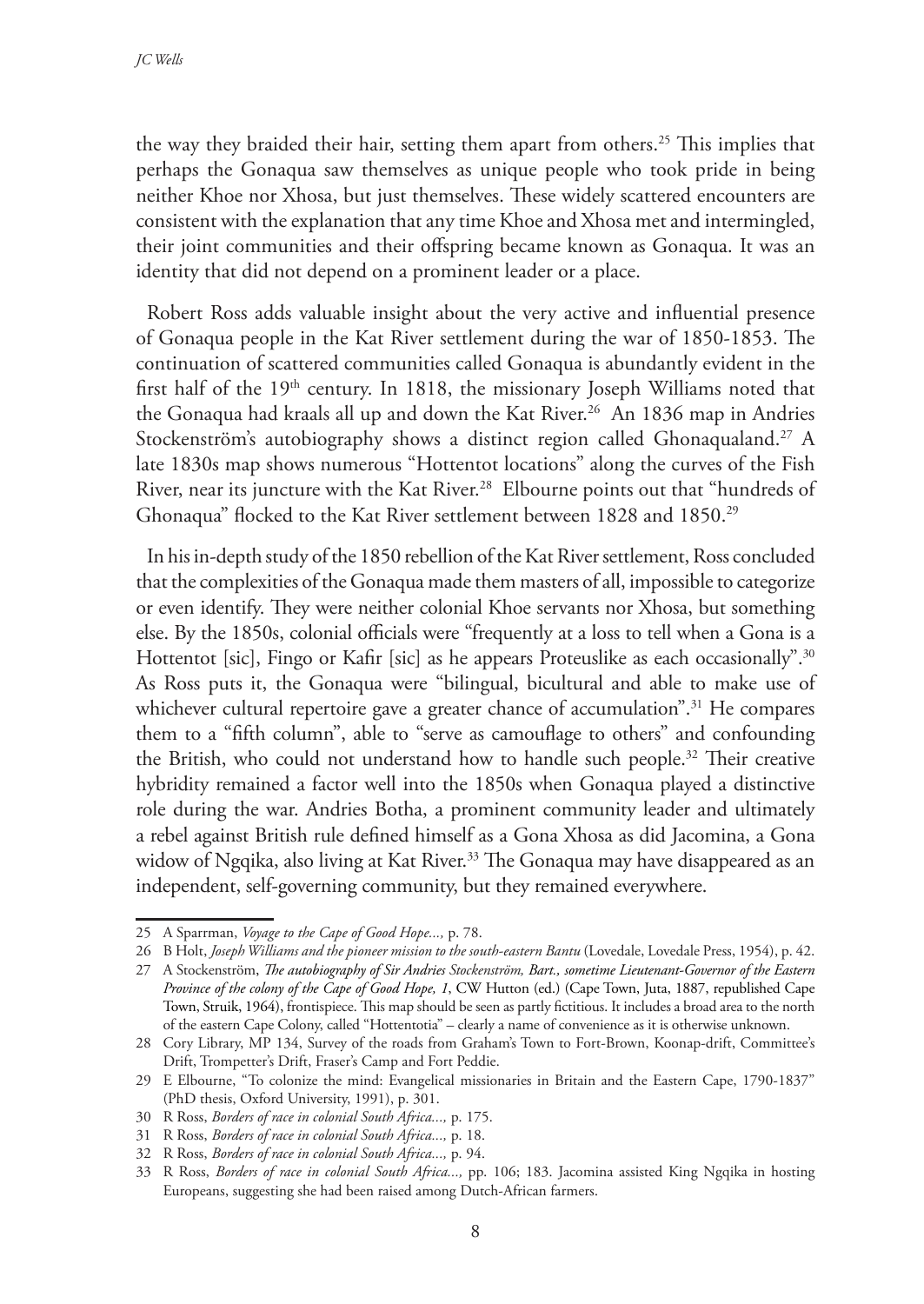the way they braided their hair, setting them apart from others.[25] This implies that perhaps the Gonaqua saw themselves as unique people who took pride in being neither Khoe nor Xhosa, but just themselves. These widely scattered encounters are consistent with the explanation that any time Khoe and Xhosa met and intermingled, their joint communities and their offspring became known as Gonaqua. It was an identity that did not depend on a prominent leader or a place.

Robert Ross adds valuable insight about the very active and influential presence of Gonaqua people in the Kat River settlement during the war of 1850-1853. The continuation of scattered communities called Gonaqua is abundantly evident in the first half of the 19th century. In 1818, the missionary Joseph Williams noted that the Gonaqua had kraals all up and down the Kat River.[26] An 1836 map in Andries Stockenström's autobiography shows a distinct region called Ghonaqualand.[27] A late 1830s map shows numerous "Hottentot locations" along the curves of the Fish River, near its juncture with the Kat River.[28] Elbourne points out that "hundreds of Ghonaqua" flocked to the Kat River settlement between 1828 and 1850.[29]

In his in-depth study of the 1850 rebellion of the Kat River settlement, Ross concluded that the complexities of the Gonaqua made them masters of all, impossible to categorize or even identify. They were neither colonial Khoe servants nor Xhosa, but something else. By the 1850s, colonial officials were "frequently at a loss to tell when a Gona is a Hottentot [sic], Fingo or Kafir [sic] as he appears Proteuslike as each occasionally".[30] As Ross puts it, the Gonaqua were "bilingual, bicultural and able to make use of whichever cultural repertoire gave a greater chance of accumulation".[31] He compares them to a "fifth column", able to "serve as camouflage to others" and confounding the British, who could not understand how to handle such people.[32] Their creative hybridity remained a factor well into the 1850s when Gonaqua played a distinctive role during the war. Andries Botha, a prominent community leader and ultimately a rebel against British rule defined himself as a Gona Xhosa as did Jacomina, a Gona widow of Ngqika, also living at Kat River.[33] The Gonaqua may have disappeared as an independent, self-governing community, but they remained everywhere.

---

25 A Sparrman, *Voyage to the Cape of Good Hope...,* p. 78.

26 B Holt, *Joseph Williams and the pioneer mission to the south-eastern Bantu* (Lovedale, Lovedale Press, 1954), p. 42.

27 A Stockenström, *The autobiography of Sir Andries Stockenström, Bart., sometime Lieutenant-Governor of the Eastern Province of the colony of the Cape of Good Hope, 1*, CW Hutton (ed.) (Cape Town, Juta, 1887, republished Cape Town, Struik, 1964), frontispiece. This map should be seen as partly fictitious. It includes a broad area to the north of the eastern Cape Colony, called "Hottentotia" – clearly a name of convenience as it is otherwise unknown.

28 Cory Library, MP 134, Survey of the roads from Graham's Town to Fort-Brown, Koonap-drift, Committee's Drift, Trompetter's Drift, Fraser's Camp and Fort Peddie.

29 E Elbourne, "To colonize the mind: Evangelical missionaries in Britain and the Eastern Cape, 1790-1837" (PhD thesis, Oxford University, 1991), p. 301.

30 R Ross, *Borders of race in colonial South Africa...,* p. 175.

31 R Ross, *Borders of race in colonial South Africa...,* p. 18.

32 R Ross, *Borders of race in colonial South Africa...,* p. 94.

33 R Ross, *Borders of race in colonial South Africa...,* pp. 106; 183. Jacomina assisted King Ngqika in hosting Europeans, suggesting she had been raised among Dutch-African farmers.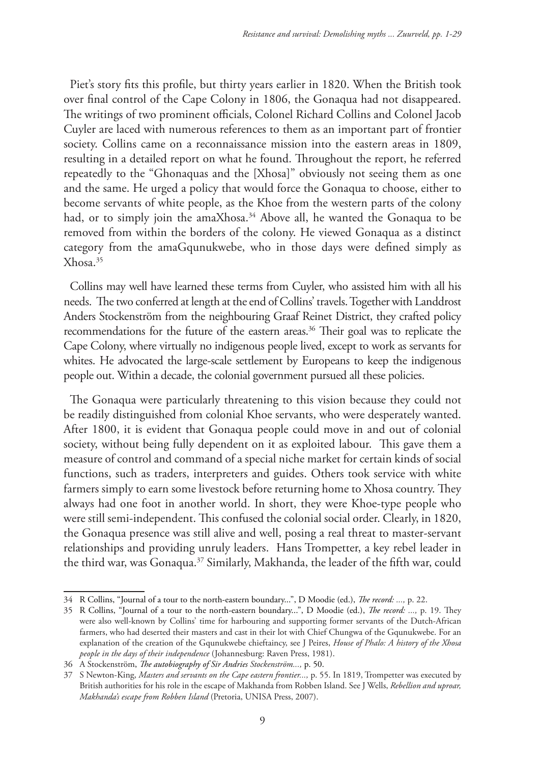Piet's story fits this profile, but thirty years earlier in 1820. When the British took over final control of the Cape Colony in 1806, the Gonaqua had not disappeared. The writings of two prominent officials, Colonel Richard Collins and Colonel Jacob Cuyler are laced with numerous references to them as an important part of frontier society. Collins came on a reconnaissance mission into the eastern areas in 1809, resulting in a detailed report on what he found. Throughout the report, he referred repeatedly to the "Ghonaquas and the [Xhosa]" obviously not seeing them as one and the same. He urged a policy that would force the Gonaqua to choose, either to become servants of white people, as the Khoe from the western parts of the colony had, or to simply join the amaXhosa.[34] Above all, he wanted the Gonaqua to be removed from within the borders of the colony. He viewed Gonaqua as a distinct category from the amaGqunukwebe, who in those days were defined simply as Xhosa.[35]

Collins may well have learned these terms from Cuyler, who assisted him with all his needs. The two conferred at length at the end of Collins' travels. Together with Landdrost Anders Stockenström from the neighbouring Graaf Reinet District, they crafted policy recommendations for the future of the eastern areas.[36] Their goal was to replicate the Cape Colony, where virtually no indigenous people lived, except to work as servants for whites. He advocated the large-scale settlement by Europeans to keep the indigenous people out. Within a decade, the colonial government pursued all these policies.

The Gonaqua were particularly threatening to this vision because they could not be readily distinguished from colonial Khoe servants, who were desperately wanted. After 1800, it is evident that Gonaqua people could move in and out of colonial society, without being fully dependent on it as exploited labour. This gave them a measure of control and command of a special niche market for certain kinds of social functions, such as traders, interpreters and guides. Others took service with white farmers simply to earn some livestock before returning home to Xhosa country. They always had one foot in another world. In short, they were Khoe-type people who were still semi-independent. This confused the colonial social order. Clearly, in 1820, the Gonaqua presence was still alive and well, posing a real threat to master-servant relationships and providing unruly leaders. Hans Trompetter, a key rebel leader in the third war, was Gonaqua.[37] Similarly, Makhanda, the leader of the fifth war, could

---

34 R Collins, "Journal of a tour to the north-eastern boundary...", D Moodie (ed.), *The record: ...,* p. 22.

35 R Collins, "Journal of a tour to the north-eastern boundary...", D Moodie (ed.), *The record: ...,* p. 19. They were also well-known by Collins' time for harbouring and supporting former servants of the Dutch-African farmers, who had deserted their masters and cast in their lot with Chief Chungwa of the Gqunukwebe. For an explanation of the creation of the Gqunukwebe chieftaincy, see J Peires, *House of Phalo: A history of the Xhosa people in the days of their independence* (Johannesburg: Raven Press, 1981).

36 A Stockenström, *The autobiography of Sir Andries Stockenström...,* p. 50.

37 S Newton-King, *Masters and servants on the Cape eastern frontier...,* p. 55. In 1819, Trompetter was executed by British authorities for his role in the escape of Makhanda from Robben Island. See J Wells, *Rebellion and uproar, Makhanda's escape from Robben Island* (Pretoria, UNISA Press, 2007).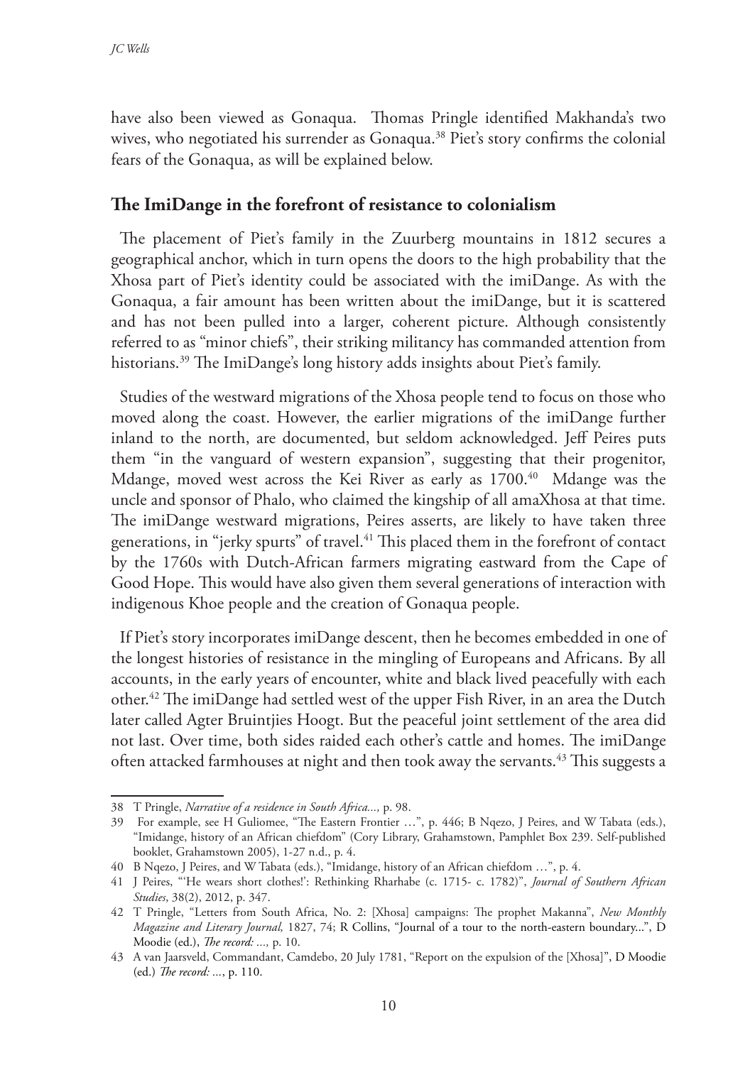have also been viewed as Gonaqua. Thomas Pringle identified Makhanda's two wives, who negotiated his surrender as Gonaqua.[38] Piet's story confirms the colonial fears of the Gonaqua, as will be explained below.

## The ImiDange in the forefront of resistance to colonialism

The placement of Piet's family in the Zuurberg mountains in 1812 secures a geographical anchor, which in turn opens the doors to the high probability that the Xhosa part of Piet's identity could be associated with the imiDange. As with the Gonaqua, a fair amount has been written about the imiDange, but it is scattered and has not been pulled into a larger, coherent picture. Although consistently referred to as "minor chiefs", their striking militancy has commanded attention from historians.[39] The ImiDange's long history adds insights about Piet's family.

Studies of the westward migrations of the Xhosa people tend to focus on those who moved along the coast. However, the earlier migrations of the imiDange further inland to the north, are documented, but seldom acknowledged. Jeff Peires puts them "in the vanguard of western expansion", suggesting that their progenitor, Mdange, moved west across the Kei River as early as 1700.[40] Mdange was the uncle and sponsor of Phalo, who claimed the kingship of all amaXhosa at that time. The imiDange westward migrations, Peires asserts, are likely to have taken three generations, in "jerky spurts" of travel.[41] This placed them in the forefront of contact by the 1760s with Dutch-African farmers migrating eastward from the Cape of Good Hope. This would have also given them several generations of interaction with indigenous Khoe people and the creation of Gonaqua people.

If Piet's story incorporates imiDange descent, then he becomes embedded in one of the longest histories of resistance in the mingling of Europeans and Africans. By all accounts, in the early years of encounter, white and black lived peacefully with each other.[42] The imiDange had settled west of the upper Fish River, in an area the Dutch later called Agter Bruintjies Hoogt. But the peaceful joint settlement of the area did not last. Over time, both sides raided each other's cattle and homes. The imiDange often attacked farmhouses at night and then took away the servants.[43] This suggests a

---

38 T Pringle, *Narrative of a residence in South Africa...,* p. 98.

39 For example, see H Guliomee, "The Eastern Frontier …", p. 446; B Nqezo, J Peires, and W Tabata (eds.), "Imidange, history of an African chiefdom" (Cory Library, Grahamstown, Pamphlet Box 239. Self-published booklet, Grahamstown 2005), 1-27 n.d., p. 4.

40 B Nqezo, J Peires, and W Tabata (eds.), "Imidange, history of an African chiefdom …", p. 4.

41 J Peires, "'He wears short clothes!': Rethinking Rharhabe (c. 1715- c. 1782)", *Journal of Southern African Studies*, 38(2), 2012, p. 347.

42 T Pringle, "Letters from South Africa, No. 2: [Xhosa] campaigns: The prophet Makanna", *New Monthly Magazine and Literary Journal,* 1827, 74; R Collins, "Journal of a tour to the north-eastern boundary...", D Moodie (ed.), *The record: ...,* p. 10.

43 A van Jaarsveld, Commandant, Camdebo, 20 July 1781, "Report on the expulsion of the [Xhosa]", D Moodie (ed.) *The record: ...*, p. 110.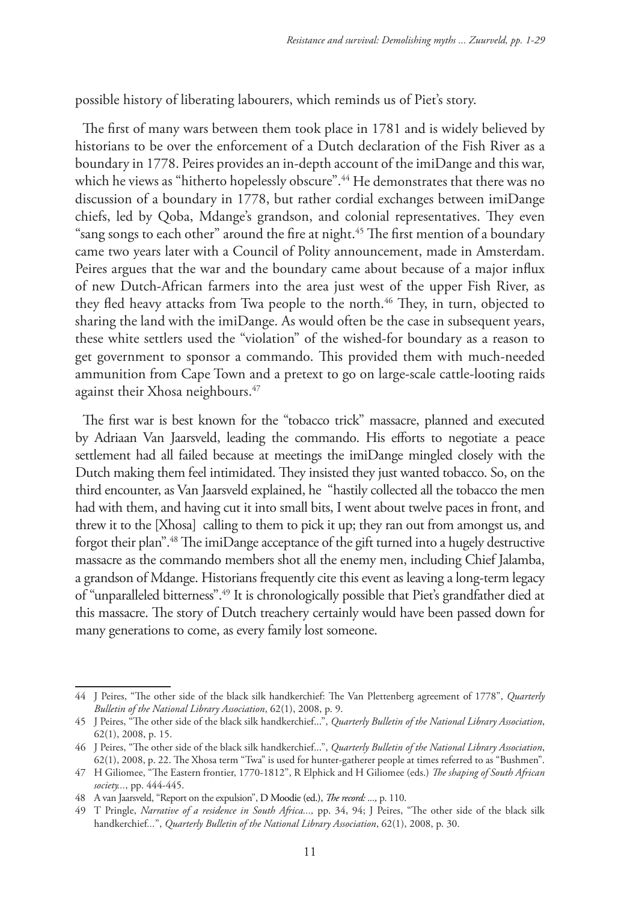possible history of liberating labourers, which reminds us of Piet's story.

The first of many wars between them took place in 1781 and is widely believed by historians to be over the enforcement of a Dutch declaration of the Fish River as a boundary in 1778. Peires provides an in-depth account of the imiDange and this war, which he views as "hitherto hopelessly obscure".[44] He demonstrates that there was no discussion of a boundary in 1778, but rather cordial exchanges between imiDange chiefs, led by Qoba, Mdange's grandson, and colonial representatives. They even "sang songs to each other" around the fire at night.[45] The first mention of a boundary came two years later with a Council of Polity announcement, made in Amsterdam. Peires argues that the war and the boundary came about because of a major influx of new Dutch-African farmers into the area just west of the upper Fish River, as they fled heavy attacks from Twa people to the north.[46] They, in turn, objected to sharing the land with the imiDange. As would often be the case in subsequent years, these white settlers used the "violation" of the wished-for boundary as a reason to get government to sponsor a commando. This provided them with much-needed ammunition from Cape Town and a pretext to go on large-scale cattle-looting raids against their Xhosa neighbours.[47]

The first war is best known for the "tobacco trick" massacre, planned and executed by Adriaan Van Jaarsveld, leading the commando. His efforts to negotiate a peace settlement had all failed because at meetings the imiDange mingled closely with the Dutch making them feel intimidated. They insisted they just wanted tobacco. So, on the third encounter, as Van Jaarsveld explained, he "hastily collected all the tobacco the men had with them, and having cut it into small bits, I went about twelve paces in front, and threw it to the [Xhosa] calling to them to pick it up; they ran out from amongst us, and forgot their plan".[48] The imiDange acceptance of the gift turned into a hugely destructive massacre as the commando members shot all the enemy men, including Chief Jalamba, a grandson of Mdange. Historians frequently cite this event as leaving a long-term legacy of "unparalleled bitterness".[49] It is chronologically possible that Piet's grandfather died at this massacre. The story of Dutch treachery certainly would have been passed down for many generations to come, as every family lost someone.

---

44 J Peires, "The other side of the black silk handkerchief: The Van Plettenberg agreement of 1778", *Quarterly Bulletin of the National Library Association*, 62(1), 2008, p. 9.

45 J Peires, "The other side of the black silk handkerchief...", *Quarterly Bulletin of the National Library Association*, 62(1), 2008, p. 15.

46 J Peires, "The other side of the black silk handkerchief...", *Quarterly Bulletin of the National Library Association*, 62(1), 2008, p. 22. The Xhosa term "Twa" is used for hunter-gatherer people at times referred to as "Bushmen".

47 H Giliomee, "The Eastern frontier, 1770-1812", R Elphick and H Giliomee (eds.) *The shaping of South African society...*, pp. 444-445.

48 A van Jaarsveld, "Report on the expulsion", D Moodie (ed.), *The record: ...*, p. 110.

49 T Pringle, *Narrative of a residence in South Africa...*, pp. 34, 94; J Peires, "The other side of the black silk handkerchief...", *Quarterly Bulletin of the National Library Association*, 62(1), 2008, p. 30.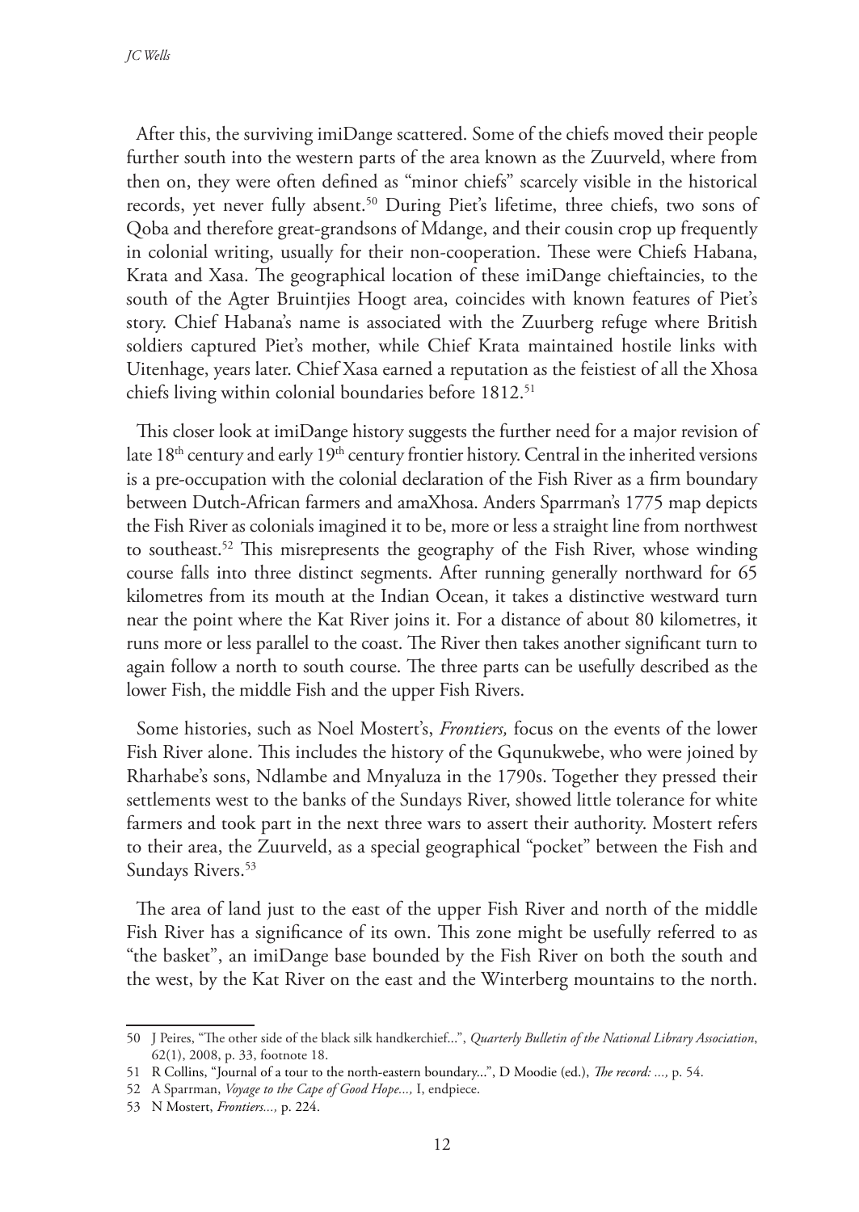After this, the surviving imiDange scattered. Some of the chiefs moved their people further south into the western parts of the area known as the Zuurveld, where from then on, they were often defined as "minor chiefs" scarcely visible in the historical records, yet never fully absent.[50] During Piet's lifetime, three chiefs, two sons of Qoba and therefore great-grandsons of Mdange, and their cousin crop up frequently in colonial writing, usually for their non-cooperation. These were Chiefs Habana, Krata and Xasa. The geographical location of these imiDange chieftaincies, to the south of the Agter Bruintjies Hoogt area, coincides with known features of Piet's story. Chief Habana's name is associated with the Zuurberg refuge where British soldiers captured Piet's mother, while Chief Krata maintained hostile links with Uitenhage, years later. Chief Xasa earned a reputation as the feistiest of all the Xhosa chiefs living within colonial boundaries before 1812.[51]

This closer look at imiDange history suggests the further need for a major revision of late 18th century and early 19th century frontier history. Central in the inherited versions is a pre-occupation with the colonial declaration of the Fish River as a firm boundary between Dutch-African farmers and amaXhosa. Anders Sparrman's 1775 map depicts the Fish River as colonials imagined it to be, more or less a straight line from northwest to southeast.[52] This misrepresents the geography of the Fish River, whose winding course falls into three distinct segments. After running generally northward for 65 kilometres from its mouth at the Indian Ocean, it takes a distinctive westward turn near the point where the Kat River joins it. For a distance of about 80 kilometres, it runs more or less parallel to the coast. The River then takes another significant turn to again follow a north to south course. The three parts can be usefully described as the lower Fish, the middle Fish and the upper Fish Rivers.

Some histories, such as Noel Mostert's, *Frontiers,* focus on the events of the lower Fish River alone. This includes the history of the Gqunukwebe, who were joined by Rharhabe's sons, Ndlambe and Mnyaluza in the 1790s. Together they pressed their settlements west to the banks of the Sundays River, showed little tolerance for white farmers and took part in the next three wars to assert their authority. Mostert refers to their area, the Zuurveld, as a special geographical "pocket" between the Fish and Sundays Rivers.[53]

The area of land just to the east of the upper Fish River and north of the middle Fish River has a significance of its own. This zone might be usefully referred to as "the basket", an imiDange base bounded by the Fish River on both the south and the west, by the Kat River on the east and the Winterberg mountains to the north.

---

50 J Peires, "The other side of the black silk handkerchief...", *Quarterly Bulletin of the National Library Association*, 62(1), 2008, p. 33, footnote 18.

51 R Collins, "Journal of a tour to the north-eastern boundary...", D Moodie (ed.), *The record: ...,* p. 54.

52 A Sparrman, *Voyage to the Cape of Good Hope...,* I, endpiece.

53 N Mostert, *Frontiers...,* p. 224.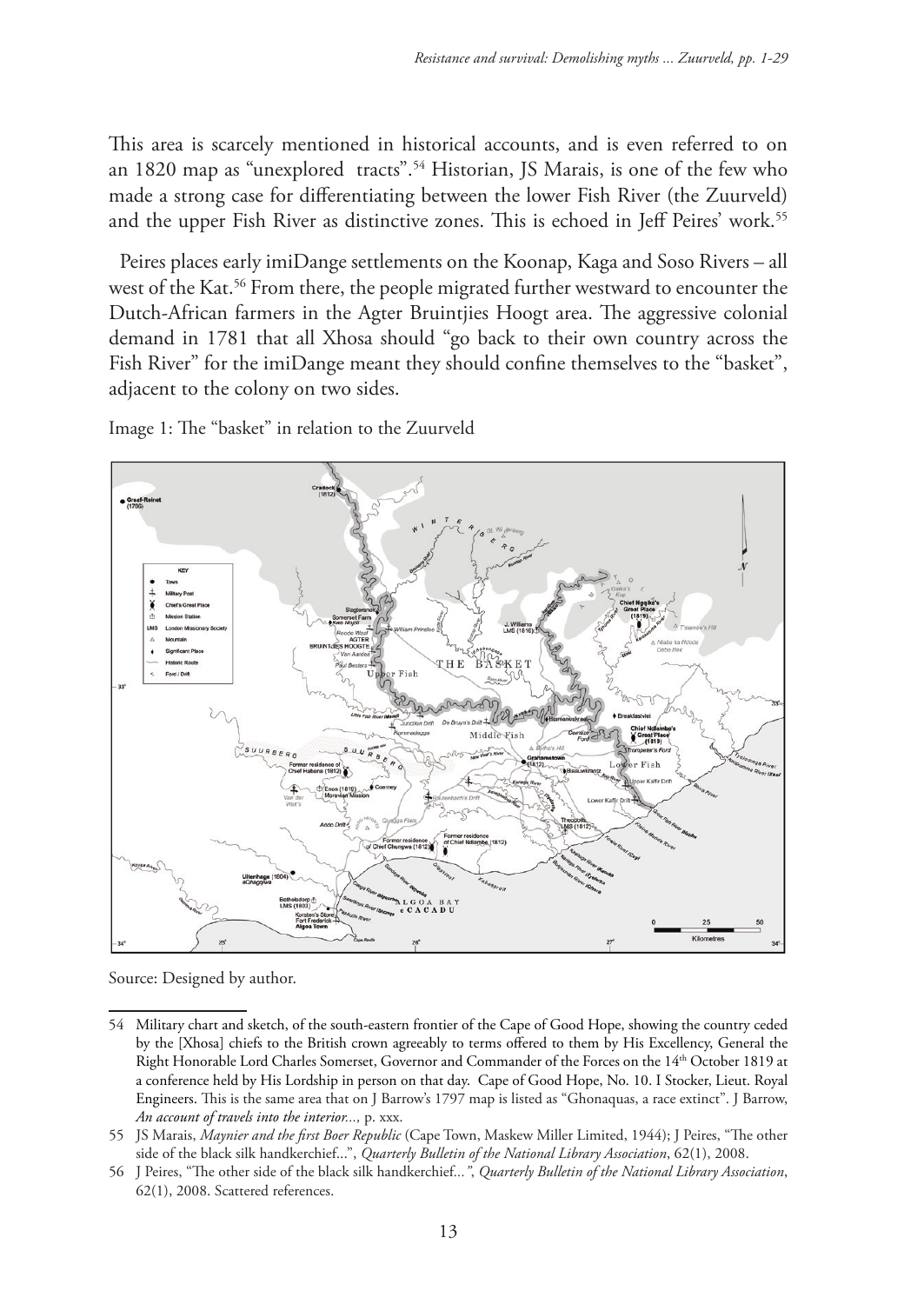This area is scarcely mentioned in historical accounts, and is even referred to on an 1820 map as "unexplored tracts".[54] Historian, JS Marais, is one of the few who made a strong case for differentiating between the lower Fish River (the Zuurveld) and the upper Fish River as distinctive zones. This is echoed in Jeff Peires' work.[55]

Peires places early imiDange settlements on the Koonap, Kaga and Soso Rivers – all west of the Kat.[56] From there, the people migrated further westward to encounter the Dutch-African farmers in the Agter Bruintjies Hoogt area. The aggressive colonial demand in 1781 that all Xhosa should "go back to their own country across the Fish River" for the imiDange meant they should confine themselves to the "basket", adjacent to the colony on two sides.

Image 1: The "basket" in relation to the Zuurveld

Source: Designed by author.

---

54 Military chart and sketch, of the south-eastern frontier of the Cape of Good Hope, showing the country ceded by the [Xhosa] chiefs to the British crown agreeably to terms offered to them by His Excellency, General the Right Honorable Lord Charles Somerset, Governor and Commander of the Forces on the 14th October 1819 at a conference held by His Lordship in person on that day. Cape of Good Hope, No. 10. I Stocker, Lieut. Royal Engineers. This is the same area that on J Barrow's 1797 map is listed as "Ghonaquas, a race extinct". J Barrow, *An account of travels into the interior...,* p. xxx.

55 JS Marais, *Maynier and the first Boer Republic* (Cape Town, Maskew Miller Limited, 1944); J Peires, "The other side of the black silk handkerchief...", *Quarterly Bulletin of the National Library Association*, 62(1), 2008.

56 J Peires, "The other side of the black silk handkerchief...", *Quarterly Bulletin of the National Library Association*, 62(1), 2008. Scattered references.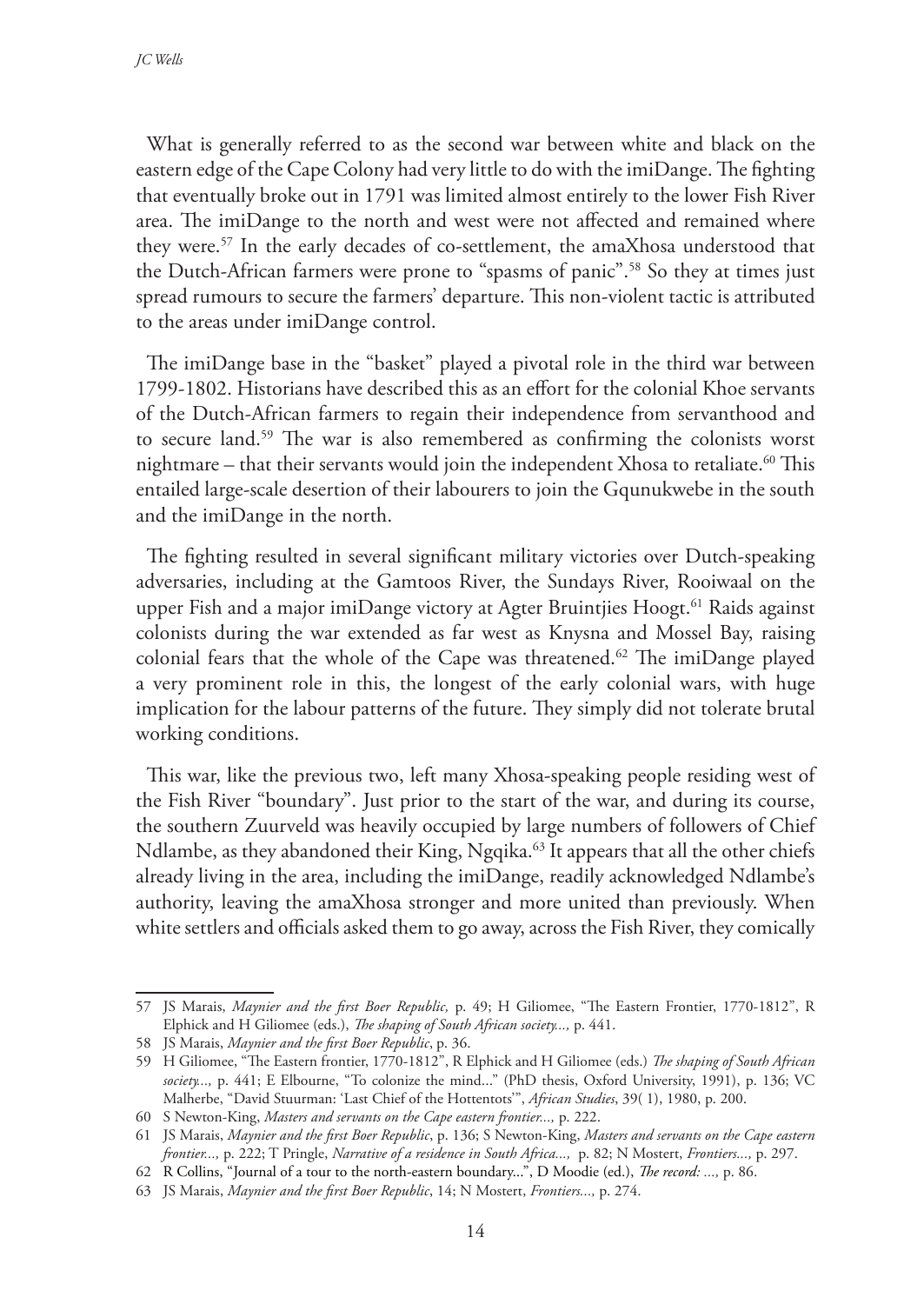What is generally referred to as the second war between white and black on the eastern edge of the Cape Colony had very little to do with the imiDange. The fighting that eventually broke out in 1791 was limited almost entirely to the lower Fish River area. The imiDange to the north and west were not affected and remained where they were.[57] In the early decades of co-settlement, the amaXhosa understood that the Dutch-African farmers were prone to "spasms of panic".[58] So they at times just spread rumours to secure the farmers' departure. This non-violent tactic is attributed to the areas under imiDange control.

The imiDange base in the "basket" played a pivotal role in the third war between 1799-1802. Historians have described this as an effort for the colonial Khoe servants of the Dutch-African farmers to regain their independence from servanthood and to secure land.[59] The war is also remembered as confirming the colonists worst nightmare – that their servants would join the independent Xhosa to retaliate.[60] This entailed large-scale desertion of their labourers to join the Gqunukwebe in the south and the imiDange in the north.

The fighting resulted in several significant military victories over Dutch-speaking adversaries, including at the Gamtoos River, the Sundays River, Rooiwaal on the upper Fish and a major imiDange victory at Agter Bruintjies Hoogt.[61] Raids against colonists during the war extended as far west as Knysna and Mossel Bay, raising colonial fears that the whole of the Cape was threatened.[62] The imiDange played a very prominent role in this, the longest of the early colonial wars, with huge implication for the labour patterns of the future. They simply did not tolerate brutal working conditions.

This war, like the previous two, left many Xhosa-speaking people residing west of the Fish River "boundary". Just prior to the start of the war, and during its course, the southern Zuurveld was heavily occupied by large numbers of followers of Chief Ndlambe, as they abandoned their King, Ngqika.[63] It appears that all the other chiefs already living in the area, including the imiDange, readily acknowledged Ndlambe's authority, leaving the amaXhosa stronger and more united than previously. When white settlers and officials asked them to go away, across the Fish River, they comically

---

57 JS Marais, *Maynier and the first Boer Republic,* p. 49; H Giliomee, "The Eastern Frontier, 1770-1812", R Elphick and H Giliomee (eds.), *The shaping of South African society...,* p. 441.

58 JS Marais, *Maynier and the first Boer Republic*, p. 36.

59 H Giliomee, "The Eastern frontier, 1770-1812", R Elphick and H Giliomee (eds.) *The shaping of South African society...,* p. 441; E Elbourne, "To colonize the mind..." (PhD thesis, Oxford University, 1991), p. 136; VC Malherbe, "David Stuurman: 'Last Chief of the Hottentots'", *African Studies*, 39( 1), 1980, p. 200.

60 S Newton-King, *Masters and servants on the Cape eastern frontier...,* p. 222.

61 JS Marais, *Maynier and the first Boer Republic*, p. 136; S Newton-King, *Masters and servants on the Cape eastern frontier...,* p. 222; T Pringle, *Narrative of a residence in South Africa...,* p. 82; N Mostert, *Frontiers...,* p. 297.

62 R Collins, "Journal of a tour to the north-eastern boundary...", D Moodie (ed.), *The record: ...,* p. 86.

63 JS Marais, *Maynier and the first Boer Republic*, 14; N Mostert, *Frontiers...,* p. 274.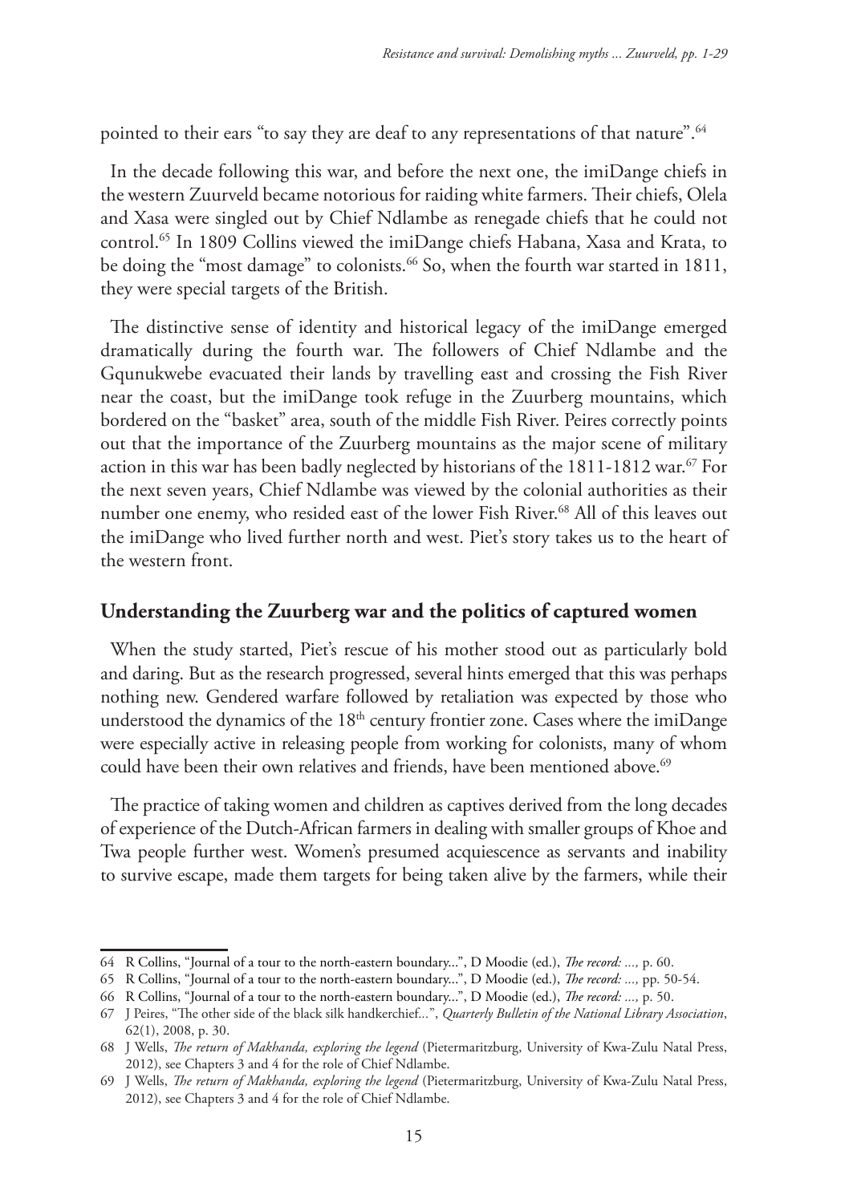pointed to their ears "to say they are deaf to any representations of that nature".[64]

In the decade following this war, and before the next one, the imiDange chiefs in the western Zuurveld became notorious for raiding white farmers. Their chiefs, Olela and Xasa were singled out by Chief Ndlambe as renegade chiefs that he could not control.[65] In 1809 Collins viewed the imiDange chiefs Habana, Xasa and Krata, to be doing the "most damage" to colonists.[66] So, when the fourth war started in 1811, they were special targets of the British.

The distinctive sense of identity and historical legacy of the imiDange emerged dramatically during the fourth war. The followers of Chief Ndlambe and the Gqunukwebe evacuated their lands by travelling east and crossing the Fish River near the coast, but the imiDange took refuge in the Zuurberg mountains, which bordered on the "basket" area, south of the middle Fish River. Peires correctly points out that the importance of the Zuurberg mountains as the major scene of military action in this war has been badly neglected by historians of the 1811-1812 war.[67] For the next seven years, Chief Ndlambe was viewed by the colonial authorities as their number one enemy, who resided east of the lower Fish River.[68] All of this leaves out the imiDange who lived further north and west. Piet's story takes us to the heart of the western front.

## Understanding the Zuurberg war and the politics of captured women

When the study started, Piet's rescue of his mother stood out as particularly bold and daring. But as the research progressed, several hints emerged that this was perhaps nothing new. Gendered warfare followed by retaliation was expected by those who understood the dynamics of the 18th century frontier zone. Cases where the imiDange were especially active in releasing people from working for colonists, many of whom could have been their own relatives and friends, have been mentioned above.[69]

The practice of taking women and children as captives derived from the long decades of experience of the Dutch-African farmers in dealing with smaller groups of Khoe and Twa people further west. Women's presumed acquiescence as servants and inability to survive escape, made them targets for being taken alive by the farmers, while their

---

64 R Collins, "Journal of a tour to the north-eastern boundary...", D Moodie (ed.), *The record: ...,* p. 60.

65 R Collins, "Journal of a tour to the north-eastern boundary...", D Moodie (ed.), *The record: ...,* pp. 50-54.

66 R Collins, "Journal of a tour to the north-eastern boundary...", D Moodie (ed.), *The record: ...,* p. 50.

67 J Peires, "The other side of the black silk handkerchief...", *Quarterly Bulletin of the National Library Association*, 62(1), 2008, p. 30.

68 J Wells, *The return of Makhanda, exploring the legend* (Pietermaritzburg, University of Kwa-Zulu Natal Press, 2012), see Chapters 3 and 4 for the role of Chief Ndlambe.

69 J Wells, *The return of Makhanda, exploring the legend* (Pietermaritzburg, University of Kwa-Zulu Natal Press, 2012), see Chapters 3 and 4 for the role of Chief Ndlambe.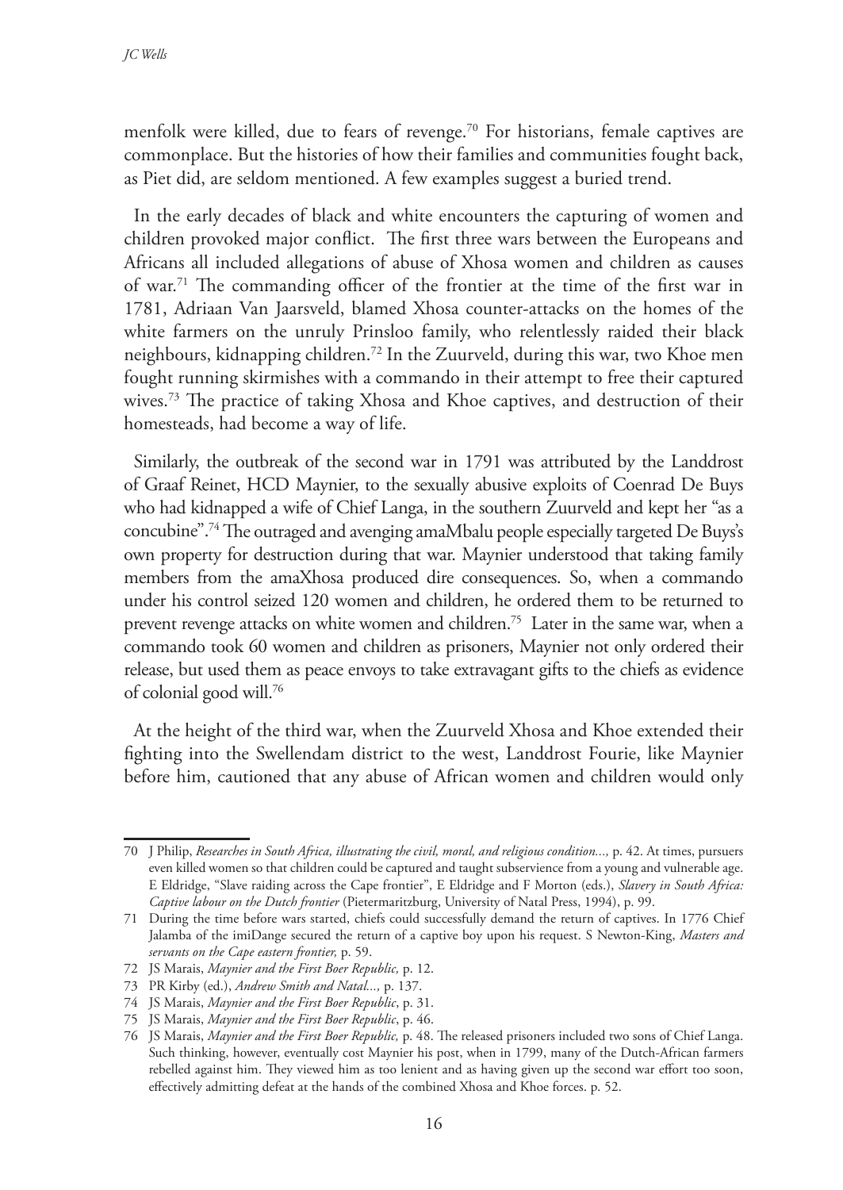menfolk were killed, due to fears of revenge.[70] For historians, female captives are commonplace. But the histories of how their families and communities fought back, as Piet did, are seldom mentioned. A few examples suggest a buried trend.

In the early decades of black and white encounters the capturing of women and children provoked major conflict. The first three wars between the Europeans and Africans all included allegations of abuse of Xhosa women and children as causes of war.[71] The commanding officer of the frontier at the time of the first war in 1781, Adriaan Van Jaarsveld, blamed Xhosa counter-attacks on the homes of the white farmers on the unruly Prinsloo family, who relentlessly raided their black neighbours, kidnapping children.[72] In the Zuurveld, during this war, two Khoe men fought running skirmishes with a commando in their attempt to free their captured wives.[73] The practice of taking Xhosa and Khoe captives, and destruction of their homesteads, had become a way of life.

Similarly, the outbreak of the second war in 1791 was attributed by the Landdrost of Graaf Reinet, HCD Maynier, to the sexually abusive exploits of Coenrad De Buys who had kidnapped a wife of Chief Langa, in the southern Zuurveld and kept her "as a concubine".[74] The outraged and avenging amaMbalu people especially targeted De Buys's own property for destruction during that war. Maynier understood that taking family members from the amaXhosa produced dire consequences. So, when a commando under his control seized 120 women and children, he ordered them to be returned to prevent revenge attacks on white women and children.[75] Later in the same war, when a commando took 60 women and children as prisoners, Maynier not only ordered their release, but used them as peace envoys to take extravagant gifts to the chiefs as evidence of colonial good will.[76]

At the height of the third war, when the Zuurveld Xhosa and Khoe extended their fighting into the Swellendam district to the west, Landdrost Fourie, like Maynier before him, cautioned that any abuse of African women and children would only

---

70 J Philip, *Researches in South Africa, illustrating the civil, moral, and religious condition...,* p. 42. At times, pursuers even killed women so that children could be captured and taught subservience from a young and vulnerable age. E Eldridge, "Slave raiding across the Cape frontier", E Eldridge and F Morton (eds.), *Slavery in South Africa: Captive labour on the Dutch frontier* (Pietermaritzburg, University of Natal Press, 1994), p. 99.

71 During the time before wars started, chiefs could successfully demand the return of captives. In 1776 Chief Jalamba of the imiDange secured the return of a captive boy upon his request. S Newton-King, *Masters and servants on the Cape eastern frontier,* p. 59.

72 JS Marais, *Maynier and the First Boer Republic,* p. 12.

73 PR Kirby (ed.), *Andrew Smith and Natal...,* p. 137.

74 JS Marais, *Maynier and the First Boer Republic*, p. 31.

75 JS Marais, *Maynier and the First Boer Republic*, p. 46.

76 JS Marais, *Maynier and the First Boer Republic,* p. 48. The released prisoners included two sons of Chief Langa. Such thinking, however, eventually cost Maynier his post, when in 1799, many of the Dutch-African farmers rebelled against him. They viewed him as too lenient and as having given up the second war effort too soon, effectively admitting defeat at the hands of the combined Xhosa and Khoe forces. p. 52.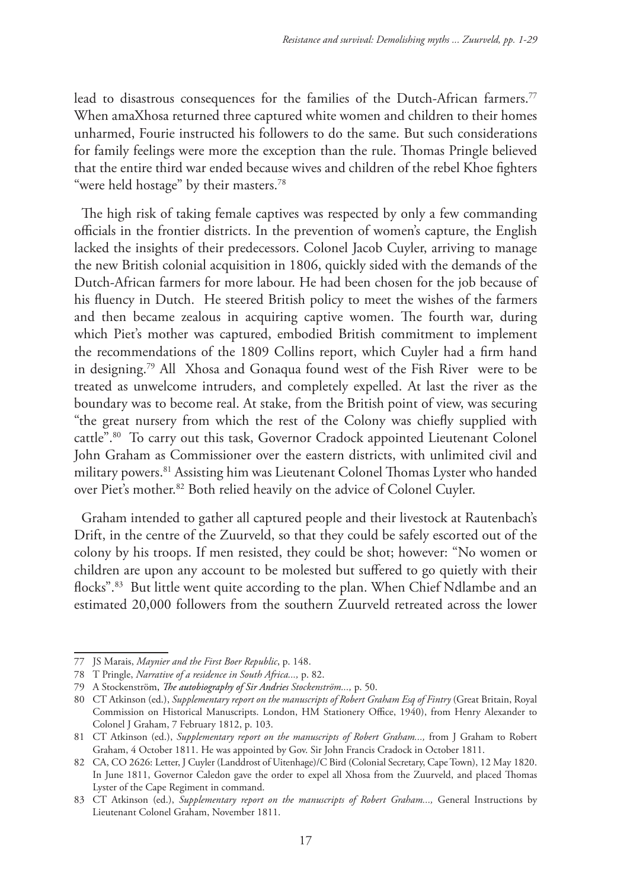lead to disastrous consequences for the families of the Dutch-African farmers.[77] When amaXhosa returned three captured white women and children to their homes unharmed, Fourie instructed his followers to do the same. But such considerations for family feelings were more the exception than the rule. Thomas Pringle believed that the entire third war ended because wives and children of the rebel Khoe fighters "were held hostage" by their masters.[78]

The high risk of taking female captives was respected by only a few commanding officials in the frontier districts. In the prevention of women's capture, the English lacked the insights of their predecessors. Colonel Jacob Cuyler, arriving to manage the new British colonial acquisition in 1806, quickly sided with the demands of the Dutch-African farmers for more labour. He had been chosen for the job because of his fluency in Dutch. He steered British policy to meet the wishes of the farmers and then became zealous in acquiring captive women. The fourth war, during which Piet's mother was captured, embodied British commitment to implement the recommendations of the 1809 Collins report, which Cuyler had a firm hand in designing.[79] All Xhosa and Gonaqua found west of the Fish River were to be treated as unwelcome intruders, and completely expelled. At last the river as the boundary was to become real. At stake, from the British point of view, was securing "the great nursery from which the rest of the Colony was chiefly supplied with cattle".[80] To carry out this task, Governor Cradock appointed Lieutenant Colonel John Graham as Commissioner over the eastern districts, with unlimited civil and military powers.[81] Assisting him was Lieutenant Colonel Thomas Lyster who handed over Piet's mother.[82] Both relied heavily on the advice of Colonel Cuyler.

Graham intended to gather all captured people and their livestock at Rautenbach's Drift, in the centre of the Zuurveld, so that they could be safely escorted out of the colony by his troops. If men resisted, they could be shot; however: "No women or children are upon any account to be molested but suffered to go quietly with their flocks".[83] But little went quite according to the plan. When Chief Ndlambe and an estimated 20,000 followers from the southern Zuurveld retreated across the lower

---

77 JS Marais, *Maynier and the First Boer Republic*, p. 148.

78 T Pringle, *Narrative of a residence in South Africa...,* p. 82.

79 A Stockenström, *The autobiography of Sir Andries Stockenström...,* p. 50.

80 CT Atkinson (ed.), *Supplementary report on the manuscripts of Robert Graham Esq of Fintry* (Great Britain, Royal Commission on Historical Manuscripts. London, HM Stationery Office, 1940), from Henry Alexander to Colonel J Graham, 7 February 1812, p. 103.

81 CT Atkinson (ed.), *Supplementary report on the manuscripts of Robert Graham...,* from J Graham to Robert Graham, 4 October 1811. He was appointed by Gov. Sir John Francis Cradock in October 1811.

82 CA, CO 2626: Letter, J Cuyler (Landdrost of Uitenhage)/C Bird (Colonial Secretary, Cape Town), 12 May 1820. In June 1811, Governor Caledon gave the order to expel all Xhosa from the Zuurveld, and placed Thomas Lyster of the Cape Regiment in command.

83 CT Atkinson (ed.), *Supplementary report on the manuscripts of Robert Graham...,* General Instructions by Lieutenant Colonel Graham, November 1811.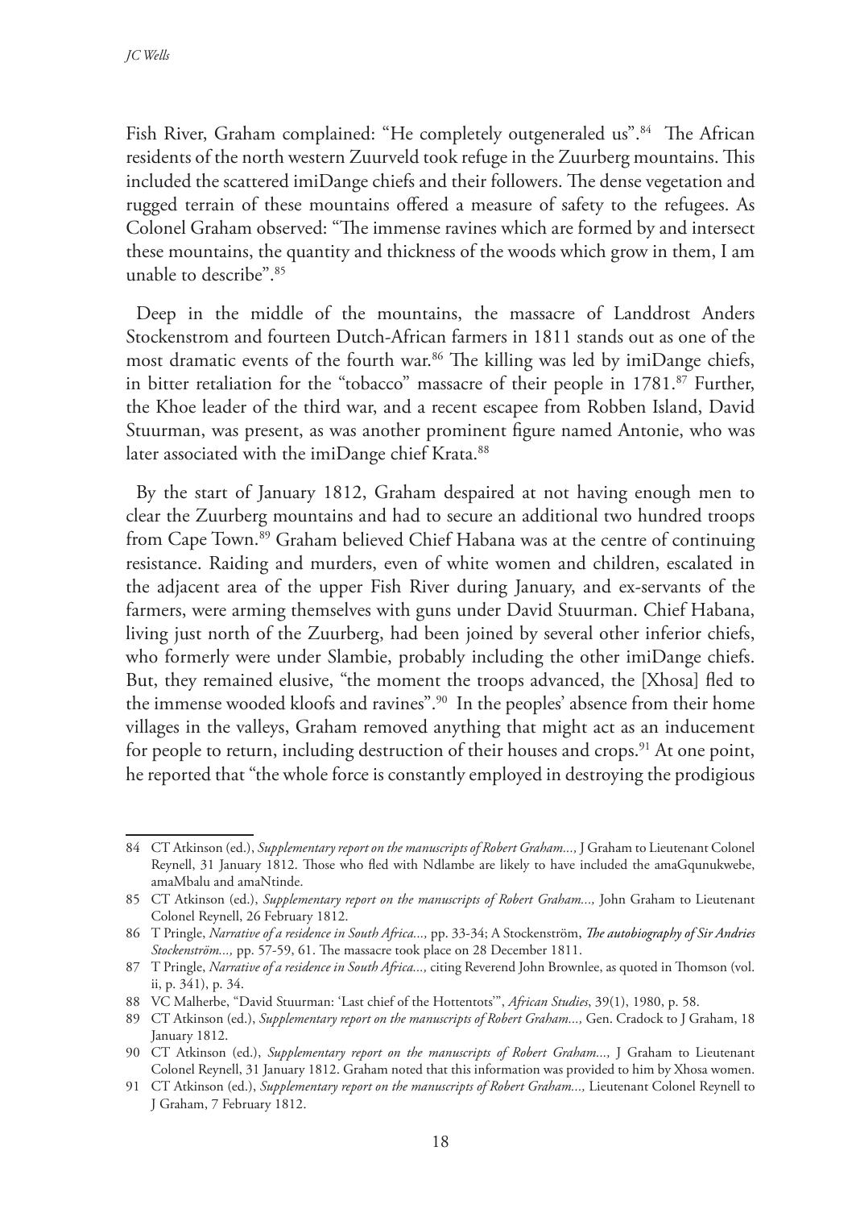Fish River, Graham complained: "He completely outgeneraled us".[84] The African residents of the north western Zuurveld took refuge in the Zuurberg mountains. This included the scattered imiDange chiefs and their followers. The dense vegetation and rugged terrain of these mountains offered a measure of safety to the refugees. As Colonel Graham observed: "The immense ravines which are formed by and intersect these mountains, the quantity and thickness of the woods which grow in them, I am unable to describe".[85]

Deep in the middle of the mountains, the massacre of Landdrost Anders Stockenstrom and fourteen Dutch-African farmers in 1811 stands out as one of the most dramatic events of the fourth war.[86] The killing was led by imiDange chiefs, in bitter retaliation for the "tobacco" massacre of their people in 1781.[87] Further, the Khoe leader of the third war, and a recent escapee from Robben Island, David Stuurman, was present, as was another prominent figure named Antonie, who was later associated with the imiDange chief Krata.[88]

By the start of January 1812, Graham despaired at not having enough men to clear the Zuurberg mountains and had to secure an additional two hundred troops from Cape Town.[89] Graham believed Chief Habana was at the centre of continuing resistance. Raiding and murders, even of white women and children, escalated in the adjacent area of the upper Fish River during January, and ex-servants of the farmers, were arming themselves with guns under David Stuurman. Chief Habana, living just north of the Zuurberg, had been joined by several other inferior chiefs, who formerly were under Slambie, probably including the other imiDange chiefs. But, they remained elusive, "the moment the troops advanced, the [Xhosa] fled to the immense wooded kloofs and ravines".[90] In the peoples' absence from their home villages in the valleys, Graham removed anything that might act as an inducement for people to return, including destruction of their houses and crops.[91] At one point, he reported that "the whole force is constantly employed in destroying the prodigious

---

84 CT Atkinson (ed.), *Supplementary report on the manuscripts of Robert Graham...,* J Graham to Lieutenant Colonel Reynell, 31 January 1812. Those who fled with Ndlambe are likely to have included the amaGqunukwebe, amaMbalu and amaNtinde.

85 CT Atkinson (ed.), *Supplementary report on the manuscripts of Robert Graham...,* John Graham to Lieutenant Colonel Reynell, 26 February 1812.

86 T Pringle, *Narrative of a residence in South Africa...,* pp. 33-34; A Stockenström, *The autobiography of Sir Andries Stockenström...,* pp. 57-59, 61. The massacre took place on 28 December 1811.

87 T Pringle, *Narrative of a residence in South Africa...,* citing Reverend John Brownlee, as quoted in Thomson (vol. ii, p. 341), p. 34.

88 VC Malherbe, "David Stuurman: 'Last chief of the Hottentots'", *African Studies*, 39(1), 1980, p. 58.

89 CT Atkinson (ed.), *Supplementary report on the manuscripts of Robert Graham...,* Gen. Cradock to J Graham, 18 January 1812.

90 CT Atkinson (ed.), *Supplementary report on the manuscripts of Robert Graham...,* J Graham to Lieutenant Colonel Reynell, 31 January 1812. Graham noted that this information was provided to him by Xhosa women.

91 CT Atkinson (ed.), *Supplementary report on the manuscripts of Robert Graham...,* Lieutenant Colonel Reynell to J Graham, 7 February 1812.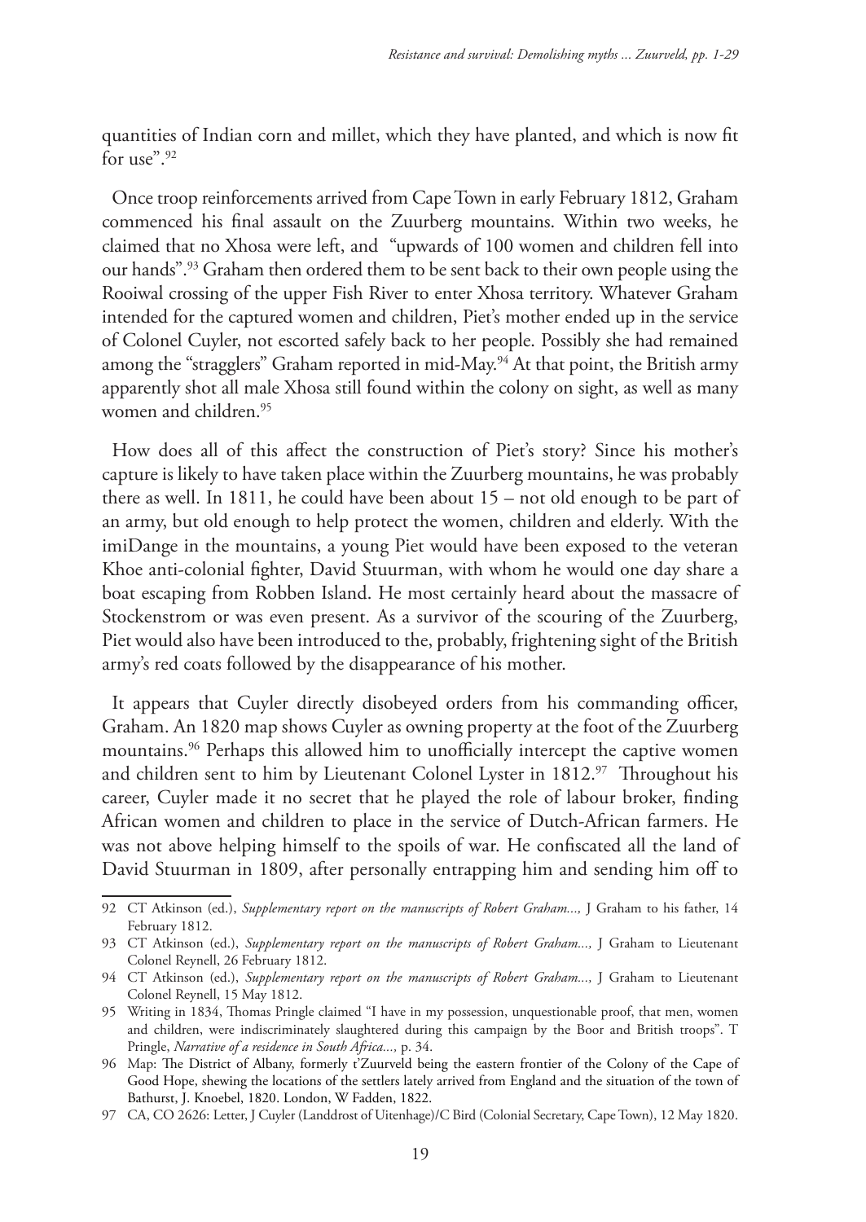quantities of Indian corn and millet, which they have planted, and which is now fit for use".[92]

Once troop reinforcements arrived from Cape Town in early February 1812, Graham commenced his final assault on the Zuurberg mountains. Within two weeks, he claimed that no Xhosa were left, and "upwards of 100 women and children fell into our hands".[93] Graham then ordered them to be sent back to their own people using the Rooiwal crossing of the upper Fish River to enter Xhosa territory. Whatever Graham intended for the captured women and children, Piet's mother ended up in the service of Colonel Cuyler, not escorted safely back to her people. Possibly she had remained among the "stragglers" Graham reported in mid-May.[94] At that point, the British army apparently shot all male Xhosa still found within the colony on sight, as well as many women and children.[95]

How does all of this affect the construction of Piet's story? Since his mother's capture is likely to have taken place within the Zuurberg mountains, he was probably there as well. In 1811, he could have been about 15 – not old enough to be part of an army, but old enough to help protect the women, children and elderly. With the imiDange in the mountains, a young Piet would have been exposed to the veteran Khoe anti-colonial fighter, David Stuurman, with whom he would one day share a boat escaping from Robben Island. He most certainly heard about the massacre of Stockenstrom or was even present. As a survivor of the scouring of the Zuurberg, Piet would also have been introduced to the, probably, frightening sight of the British army's red coats followed by the disappearance of his mother.

It appears that Cuyler directly disobeyed orders from his commanding officer, Graham. An 1820 map shows Cuyler as owning property at the foot of the Zuurberg mountains.[96] Perhaps this allowed him to unofficially intercept the captive women and children sent to him by Lieutenant Colonel Lyster in 1812.[97] Throughout his career, Cuyler made it no secret that he played the role of labour broker, finding African women and children to place in the service of Dutch-African farmers. He was not above helping himself to the spoils of war. He confiscated all the land of David Stuurman in 1809, after personally entrapping him and sending him off to

---

92 CT Atkinson (ed.), *Supplementary report on the manuscripts of Robert Graham...,* J Graham to his father, 14 February 1812.

93 CT Atkinson (ed.), *Supplementary report on the manuscripts of Robert Graham...,* J Graham to Lieutenant Colonel Reynell, 26 February 1812.

94 CT Atkinson (ed.), *Supplementary report on the manuscripts of Robert Graham...,* J Graham to Lieutenant Colonel Reynell, 15 May 1812.

95 Writing in 1834, Thomas Pringle claimed "I have in my possession, unquestionable proof, that men, women and children, were indiscriminately slaughtered during this campaign by the Boor and British troops". T Pringle, *Narrative of a residence in South Africa...,* p. 34.

96 Map: The District of Albany, formerly t'Zuurveld being the eastern frontier of the Colony of the Cape of Good Hope, shewing the locations of the settlers lately arrived from England and the situation of the town of Bathurst, J. Knoebel, 1820. London, W Fadden, 1822.

97 CA, CO 2626: Letter, J Cuyler (Landdrost of Uitenhage)/C Bird (Colonial Secretary, Cape Town), 12 May 1820.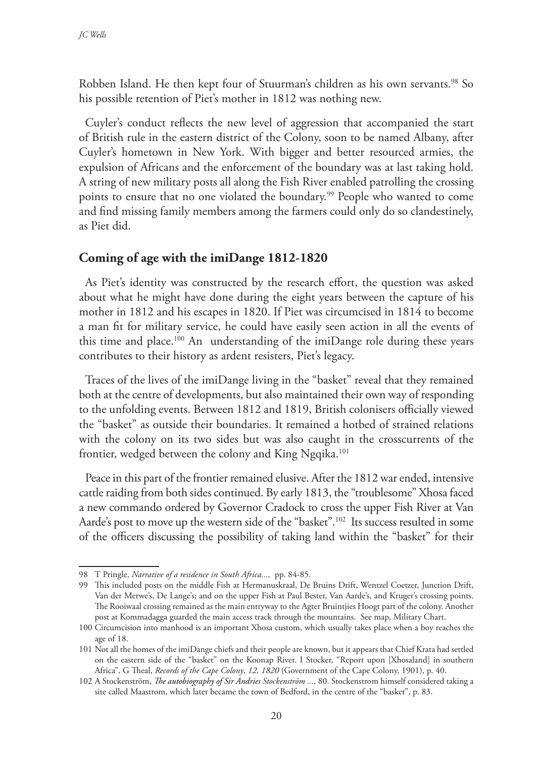Robben Island. He then kept four of Stuurman's children as his own servants.[98] So his possible retention of Piet's mother in 1812 was nothing new.

Cuyler's conduct reflects the new level of aggression that accompanied the start of British rule in the eastern district of the Colony, soon to be named Albany, after Cuyler's hometown in New York. With bigger and better resourced armies, the expulsion of Africans and the enforcement of the boundary was at last taking hold. A string of new military posts all along the Fish River enabled patrolling the crossing points to ensure that no one violated the boundary.[99] People who wanted to come and find missing family members among the farmers could only do so clandestinely, as Piet did.

## Coming of age with the imiDange 1812-1820

As Piet's identity was constructed by the research effort, the question was asked about what he might have done during the eight years between the capture of his mother in 1812 and his escapes in 1820. If Piet was circumcised in 1814 to become a man fit for military service, he could have easily seen action in all the events of this time and place.[100] An understanding of the imiDange role during these years contributes to their history as ardent resisters, Piet's legacy.

Traces of the lives of the imiDange living in the "basket" reveal that they remained both at the centre of developments, but also maintained their own way of responding to the unfolding events. Between 1812 and 1819, British colonisers officially viewed the "basket" as outside their boundaries. It remained a hotbed of strained relations with the colony on its two sides but was also caught in the crosscurrents of the frontier, wedged between the colony and King Ngqika.[101]

Peace in this part of the frontier remained elusive. After the 1812 war ended, intensive cattle raiding from both sides continued. By early 1813, the "troublesome" Xhosa faced a new commando ordered by Governor Cradock to cross the upper Fish River at Van Aarde's post to move up the western side of the "basket".[102] Its success resulted in some of the officers discussing the possibility of taking land within the "basket" for their

---

98 T Pringle, *Narrative of a residence in South Africa...,* pp. 84-85.

99 This included posts on the middle Fish at Hermanuskraal, De Bruins Drift, Wentzel Coetzer, Junction Drift, Van der Merwe's, De Lange's; and on the upper Fish at Paul Bester, Van Aarde's, and Kruger's crossing points. The Rooiwaal crossing remained as the main entryway to the Agter Bruintjies Hoogt part of the colony. Another post at Kommadagga guarded the main access track through the mountains. See map, Military Chart.

100 Circumcision into manhood is an important Xhosa custom, which usually takes place when a boy reaches the age of 18.

101 Not all the homes of the imiDange chiefs and their people are known, but it appears that Chief Krata had settled on the eastern side of the "basket" on the Koonap River. I Stocker, "Report upon [Xhosaland] in southern Africa", G Theal, *Records of the Cape Colony*, *12, 1820* (Government of the Cape Colony, 1901), p. 40.

102 A Stockenström, *The autobiography of Sir Andries Stockenström ...,* 80. Stockenstrom himself considered taking a site called Maastrom, which later became the town of Bedford, in the centre of the "basket", p. 83.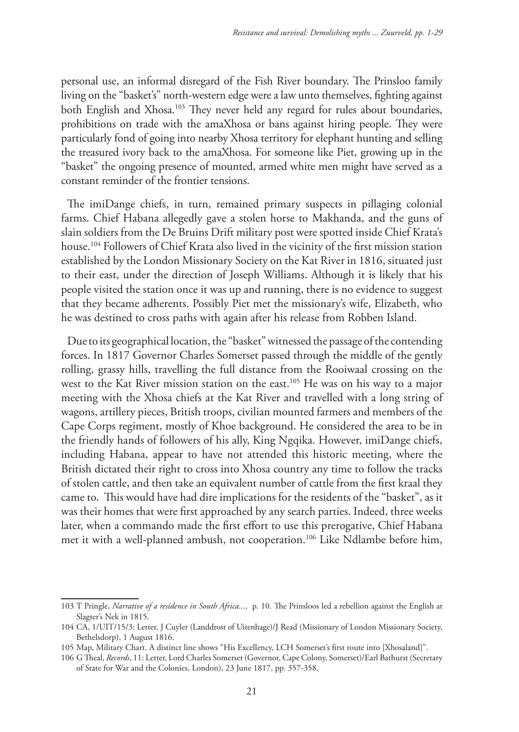personal use, an informal disregard of the Fish River boundary. The Prinsloo family living on the "basket's" north-western edge were a law unto themselves, fighting against both English and Xhosa.[103] They never held any regard for rules about boundaries, prohibitions on trade with the amaXhosa or bans against hiring people. They were particularly fond of going into nearby Xhosa territory for elephant hunting and selling the treasured ivory back to the amaXhosa. For someone like Piet, growing up in the "basket" the ongoing presence of mounted, armed white men might have served as a constant reminder of the frontier tensions.

The imiDange chiefs, in turn, remained primary suspects in pillaging colonial farms. Chief Habana allegedly gave a stolen horse to Makhanda, and the guns of slain soldiers from the De Bruins Drift military post were spotted inside Chief Krata's house.[104] Followers of Chief Krata also lived in the vicinity of the first mission station established by the London Missionary Society on the Kat River in 1816, situated just to their east, under the direction of Joseph Williams. Although it is likely that his people visited the station once it was up and running, there is no evidence to suggest that they became adherents. Possibly Piet met the missionary's wife, Elizabeth, who he was destined to cross paths with again after his release from Robben Island.

Due to its geographical location, the "basket" witnessed the passage of the contending forces. In 1817 Governor Charles Somerset passed through the middle of the gently rolling, grassy hills, travelling the full distance from the Rooiwaal crossing on the west to the Kat River mission station on the east.[105] He was on his way to a major meeting with the Xhosa chiefs at the Kat River and travelled with a long string of wagons, artillery pieces, British troops, civilian mounted farmers and members of the Cape Corps regiment, mostly of Khoe background. He considered the area to be in the friendly hands of followers of his ally, King Ngqika. However, imiDange chiefs, including Habana, appear to have not attended this historic meeting, where the British dictated their right to cross into Xhosa country any time to follow the tracks of stolen cattle, and then take an equivalent number of cattle from the first kraal they came to. This would have had dire implications for the residents of the "basket", as it was their homes that were first approached by any search parties. Indeed, three weeks later, when a commando made the first effort to use this prerogative, Chief Habana met it with a well-planned ambush, not cooperation.[106] Like Ndlambe before him,

---

103 T Pringle, *Narrative of a residence in South Africa...*, p. 10. The Prinsloos led a rebellion against the English at Slagter's Nek in 1815.

104 CA, 1/UIT/15/3: Letter, J Cuyler (Landdrost of Uitenhage)/J Read (Missionary of London Missionary Society, Bethelsdorp), 1 August 1816.

105 Map, Military Chart. A distinct line shows "His Excellency, LCH Somerset's first route into [Xhosaland]".

106 G Theal, *Records*, 11: Letter, Lord Charles Somerset (Governor, Cape Colony, Somerset)/Earl Bathurst (Secretary of State for War and the Colonies, London), 23 June 1817, pp. 357-358.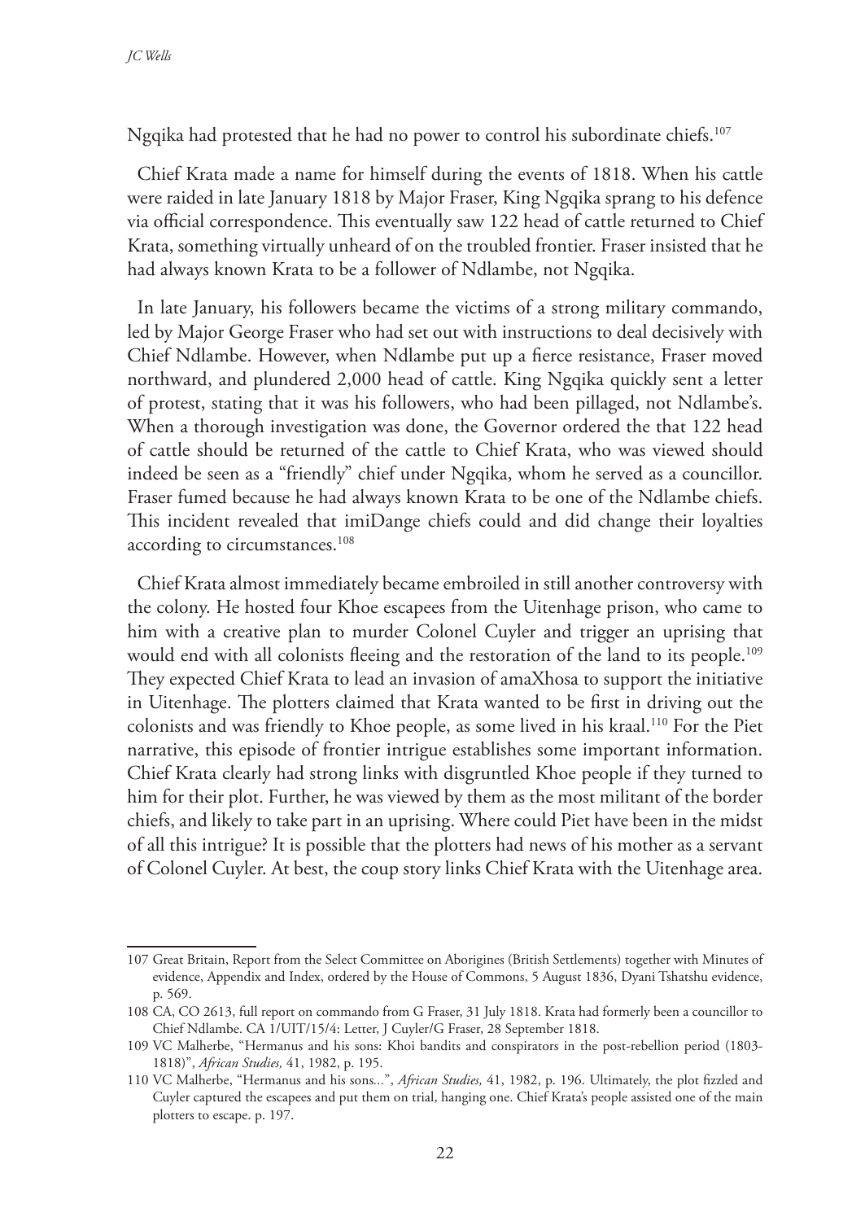Ngqika had protested that he had no power to control his subordinate chiefs.[107]

Chief Krata made a name for himself during the events of 1818. When his cattle were raided in late January 1818 by Major Fraser, King Ngqika sprang to his defence via official correspondence. This eventually saw 122 head of cattle returned to Chief Krata, something virtually unheard of on the troubled frontier. Fraser insisted that he had always known Krata to be a follower of Ndlambe, not Ngqika.

In late January, his followers became the victims of a strong military commando, led by Major George Fraser who had set out with instructions to deal decisively with Chief Ndlambe. However, when Ndlambe put up a fierce resistance, Fraser moved northward, and plundered 2,000 head of cattle. King Ngqika quickly sent a letter of protest, stating that it was his followers, who had been pillaged, not Ndlambe's. When a thorough investigation was done, the Governor ordered the that 122 head of cattle should be returned of the cattle to Chief Krata, who was viewed should indeed be seen as a "friendly" chief under Ngqika, whom he served as a councillor. Fraser fumed because he had always known Krata to be one of the Ndlambe chiefs. This incident revealed that imiDange chiefs could and did change their loyalties according to circumstances.[108]

Chief Krata almost immediately became embroiled in still another controversy with the colony. He hosted four Khoe escapees from the Uitenhage prison, who came to him with a creative plan to murder Colonel Cuyler and trigger an uprising that would end with all colonists fleeing and the restoration of the land to its people.[109] They expected Chief Krata to lead an invasion of amaXhosa to support the initiative in Uitenhage. The plotters claimed that Krata wanted to be first in driving out the colonists and was friendly to Khoe people, as some lived in his kraal.[110] For the Piet narrative, this episode of frontier intrigue establishes some important information. Chief Krata clearly had strong links with disgruntled Khoe people if they turned to him for their plot. Further, he was viewed by them as the most militant of the border chiefs, and likely to take part in an uprising. Where could Piet have been in the midst of all this intrigue? It is possible that the plotters had news of his mother as a servant of Colonel Cuyler. At best, the coup story links Chief Krata with the Uitenhage area.

---

107 Great Britain, Report from the Select Committee on Aborigines (British Settlements) together with Minutes of evidence, Appendix and Index, ordered by the House of Commons, 5 August 1836, Dyani Tshatshu evidence, p. 569.

108 CA, CO 2613, full report on commando from G Fraser, 31 July 1818. Krata had formerly been a councillor to Chief Ndlambe. CA 1/UIT/15/4: Letter, J Cuyler/G Fraser, 28 September 1818.

109 VC Malherbe, "Hermanus and his sons: Khoi bandits and conspirators in the post-rebellion period (1803-1818)", *African Studies,* 41, 1982, p. 195.

110 VC Malherbe, "Hermanus and his sons...", *African Studies,* 41, 1982, p. 196. Ultimately, the plot fizzled and Cuyler captured the escapees and put them on trial, hanging one. Chief Krata's people assisted one of the main plotters to escape. p. 197.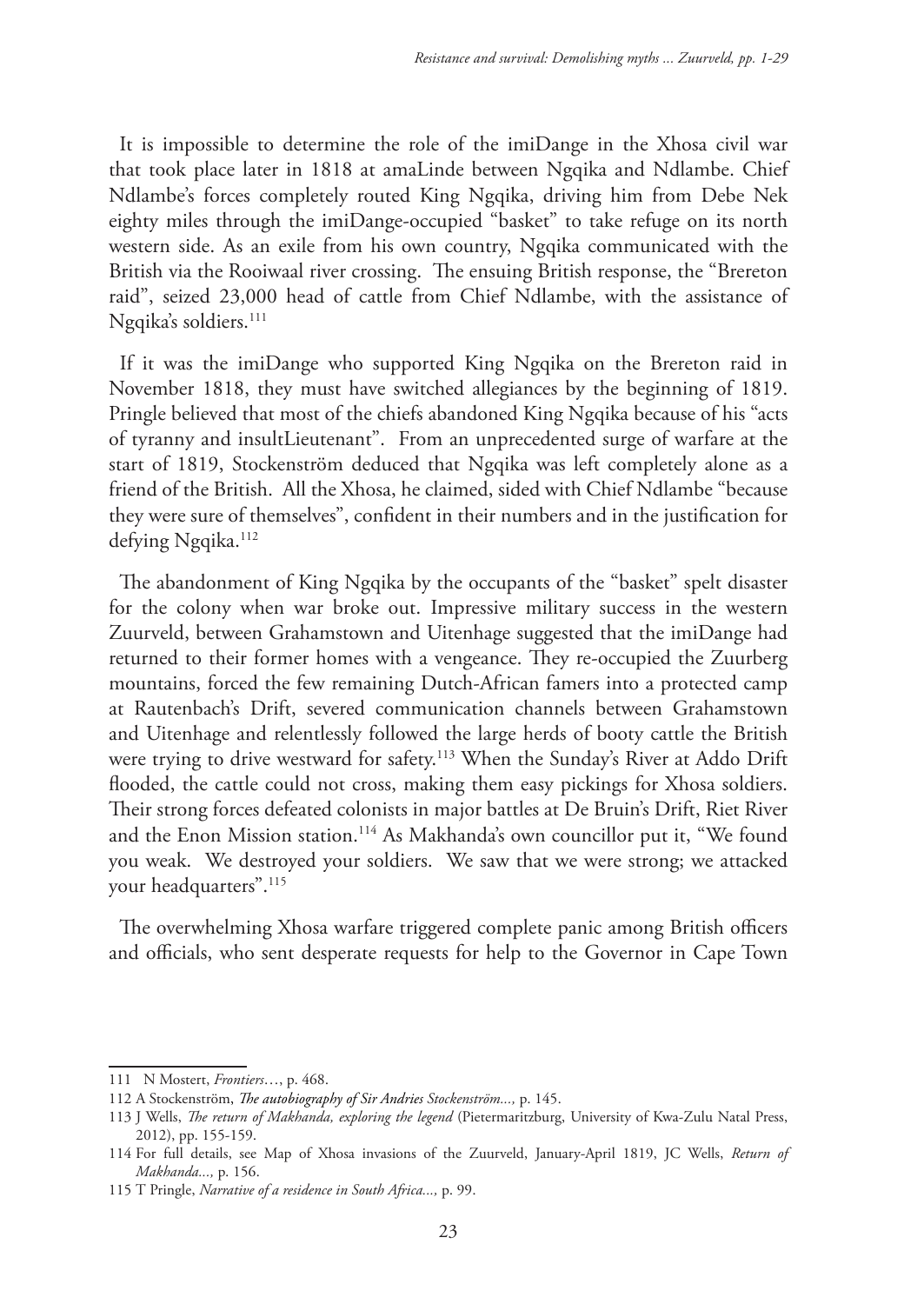It is impossible to determine the role of the imiDange in the Xhosa civil war that took place later in 1818 at amaLinde between Ngqika and Ndlambe. Chief Ndlambe's forces completely routed King Ngqika, driving him from Debe Nek eighty miles through the imiDange-occupied "basket" to take refuge on its north western side. As an exile from his own country, Ngqika communicated with the British via the Rooiwaal river crossing. The ensuing British response, the "Brereton raid", seized 23,000 head of cattle from Chief Ndlambe, with the assistance of Ngqika's soldiers.[111]

If it was the imiDange who supported King Ngqika on the Brereton raid in November 1818, they must have switched allegiances by the beginning of 1819. Pringle believed that most of the chiefs abandoned King Ngqika because of his "acts of tyranny and insultLieutenant". From an unprecedented surge of warfare at the start of 1819, Stockenström deduced that Ngqika was left completely alone as a friend of the British. All the Xhosa, he claimed, sided with Chief Ndlambe "because they were sure of themselves", confident in their numbers and in the justification for defying Ngqika.[112]

The abandonment of King Ngqika by the occupants of the "basket" spelt disaster for the colony when war broke out. Impressive military success in the western Zuurveld, between Grahamstown and Uitenhage suggested that the imiDange had returned to their former homes with a vengeance. They re-occupied the Zuurberg mountains, forced the few remaining Dutch-African famers into a protected camp at Rautenbach's Drift, severed communication channels between Grahamstown and Uitenhage and relentlessly followed the large herds of booty cattle the British were trying to drive westward for safety.[113] When the Sunday's River at Addo Drift flooded, the cattle could not cross, making them easy pickings for Xhosa soldiers. Their strong forces defeated colonists in major battles at De Bruin's Drift, Riet River and the Enon Mission station.[114] As Makhanda's own councillor put it, "We found you weak. We destroyed your soldiers. We saw that we were strong; we attacked your headquarters".[115]

The overwhelming Xhosa warfare triggered complete panic among British officers and officials, who sent desperate requests for help to the Governor in Cape Town

---

111 N Mostert, *Frontiers*…, p. 468.

112 A Stockenström, *The autobiography of Sir Andries Stockenström...,* p. 145.

113 J Wells, *The return of Makhanda, exploring the legend* (Pietermaritzburg, University of Kwa-Zulu Natal Press, 2012), pp. 155-159.

114 For full details, see Map of Xhosa invasions of the Zuurveld, January-April 1819, JC Wells, *Return of Makhanda...,* p. 156.

115 T Pringle, *Narrative of a residence in South Africa...,* p. 99.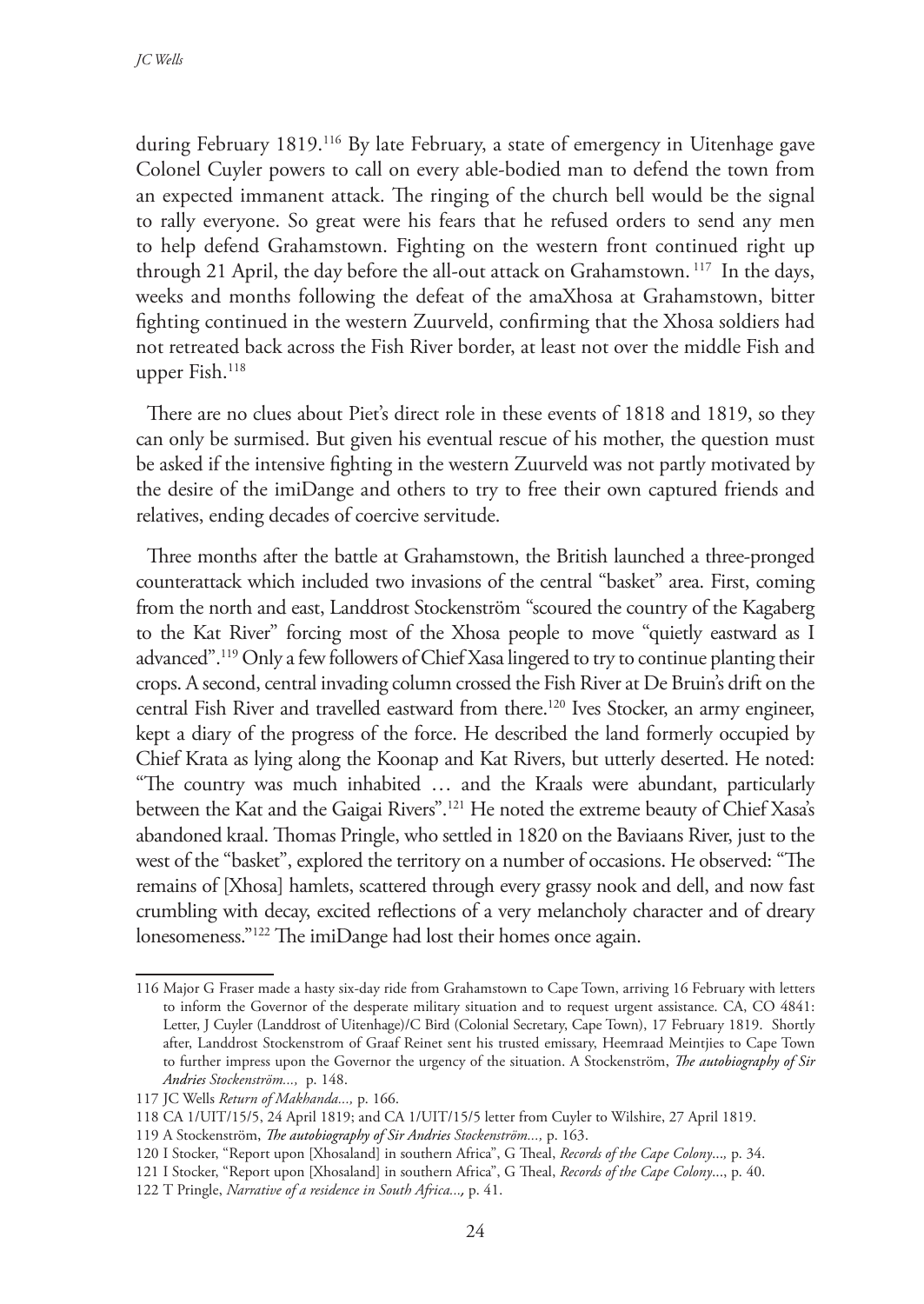during February 1819.[116] By late February, a state of emergency in Uitenhage gave Colonel Cuyler powers to call on every able-bodied man to defend the town from an expected immanent attack. The ringing of the church bell would be the signal to rally everyone. So great were his fears that he refused orders to send any men to help defend Grahamstown. Fighting on the western front continued right up through 21 April, the day before the all-out attack on Grahamstown.[117] In the days, weeks and months following the defeat of the amaXhosa at Grahamstown, bitter fighting continued in the western Zuurveld, confirming that the Xhosa soldiers had not retreated back across the Fish River border, at least not over the middle Fish and upper Fish.[118]

There are no clues about Piet's direct role in these events of 1818 and 1819, so they can only be surmised. But given his eventual rescue of his mother, the question must be asked if the intensive fighting in the western Zuurveld was not partly motivated by the desire of the imiDange and others to try to free their own captured friends and relatives, ending decades of coercive servitude.

Three months after the battle at Grahamstown, the British launched a three-pronged counterattack which included two invasions of the central "basket" area. First, coming from the north and east, Landdrost Stockenström "scoured the country of the Kagaberg to the Kat River" forcing most of the Xhosa people to move "quietly eastward as I advanced".[119] Only a few followers of Chief Xasa lingered to try to continue planting their crops. A second, central invading column crossed the Fish River at De Bruin's drift on the central Fish River and travelled eastward from there.[120] Ives Stocker, an army engineer, kept a diary of the progress of the force. He described the land formerly occupied by Chief Krata as lying along the Koonap and Kat Rivers, but utterly deserted. He noted: "The country was much inhabited … and the Kraals were abundant, particularly between the Kat and the Gaigai Rivers".[121] He noted the extreme beauty of Chief Xasa's abandoned kraal. Thomas Pringle, who settled in 1820 on the Baviaans River, just to the west of the "basket", explored the territory on a number of occasions. He observed: "The remains of [Xhosa] hamlets, scattered through every grassy nook and dell, and now fast crumbling with decay, excited reflections of a very melancholy character and of dreary lonesomeness."[122] The imiDange had lost their homes once again.

---

116 Major G Fraser made a hasty six-day ride from Grahamstown to Cape Town, arriving 16 February with letters to inform the Governor of the desperate military situation and to request urgent assistance. CA, CO 4841: Letter, J Cuyler (Landdrost of Uitenhage)/C Bird (Colonial Secretary, Cape Town), 17 February 1819. Shortly after, Landdrost Stockenstrom of Graaf Reinet sent his trusted emissary, Heemraad Meintjies to Cape Town to further impress upon the Governor the urgency of the situation. A Stockenström, *The autobiography of Sir Andries Stockenström...,* p. 148.

117 JC Wells *Return of Makhanda...,* p. 166.

118 CA 1/UIT/15/5, 24 April 1819; and CA 1/UIT/15/5 letter from Cuyler to Wilshire, 27 April 1819.

119 A Stockenström, *The autobiography of Sir Andries Stockenström...,* p. 163.

120 I Stocker, "Report upon [Xhosaland] in southern Africa", G Theal, *Records of the Cape Colony...,* p. 34.

121 I Stocker, "Report upon [Xhosaland] in southern Africa", G Theal, *Records of the Cape Colony...*, p. 40.

122 T Pringle, *Narrative of a residence in South Africa...,* p. 41.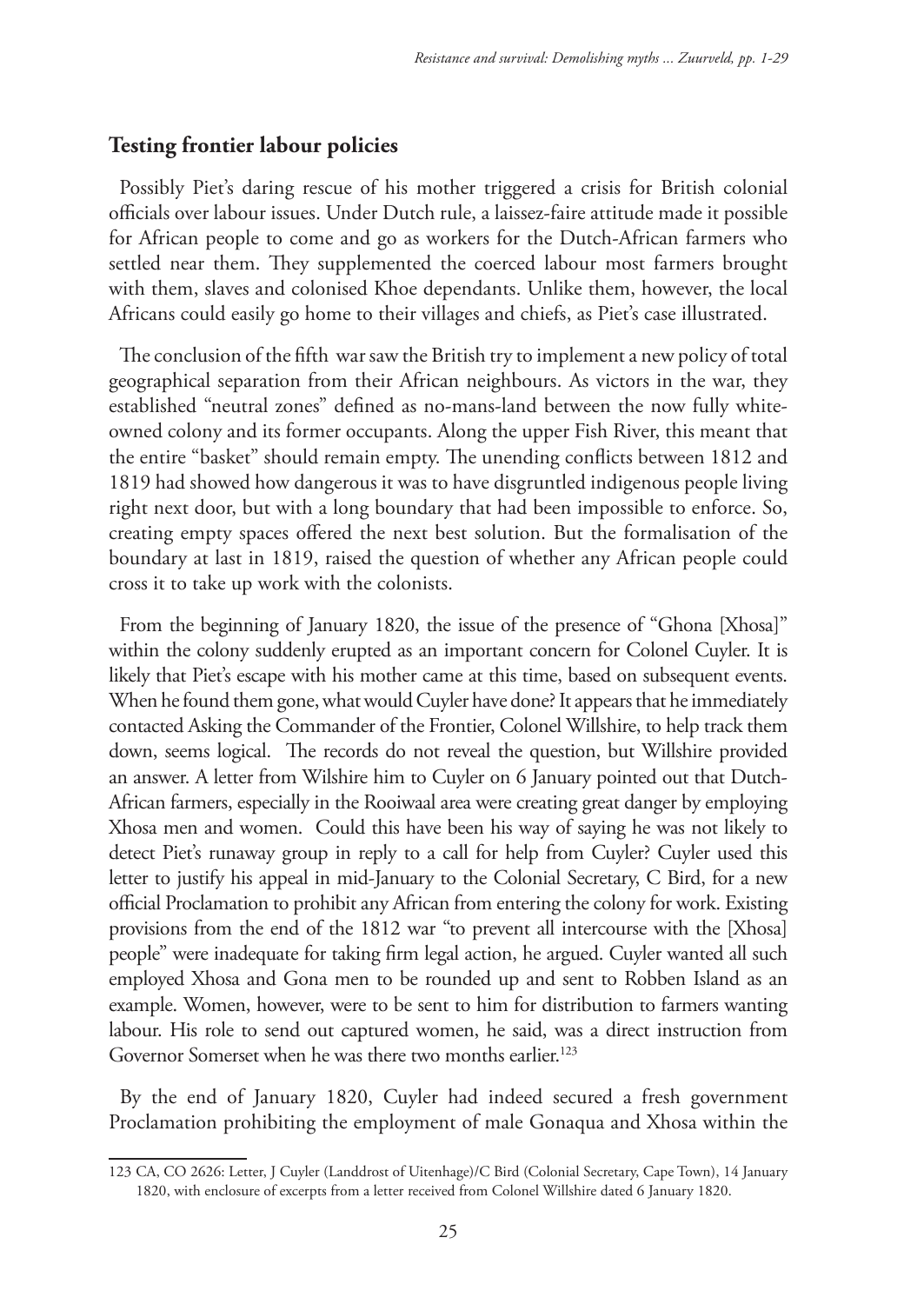## Testing frontier labour policies

Possibly Piet's daring rescue of his mother triggered a crisis for British colonial officials over labour issues. Under Dutch rule, a laissez-faire attitude made it possible for African people to come and go as workers for the Dutch-African farmers who settled near them. They supplemented the coerced labour most farmers brought with them, slaves and colonised Khoe dependants. Unlike them, however, the local Africans could easily go home to their villages and chiefs, as Piet's case illustrated.

The conclusion of the fifth war saw the British try to implement a new policy of total geographical separation from their African neighbours. As victors in the war, they established "neutral zones" defined as no-mans-land between the now fully white-owned colony and its former occupants. Along the upper Fish River, this meant that the entire "basket" should remain empty. The unending conflicts between 1812 and 1819 had showed how dangerous it was to have disgruntled indigenous people living right next door, but with a long boundary that had been impossible to enforce. So, creating empty spaces offered the next best solution. But the formalisation of the boundary at last in 1819, raised the question of whether any African people could cross it to take up work with the colonists.

From the beginning of January 1820, the issue of the presence of "Ghona [Xhosa]" within the colony suddenly erupted as an important concern for Colonel Cuyler. It is likely that Piet's escape with his mother came at this time, based on subsequent events. When he found them gone, what would Cuyler have done? It appears that he immediately contacted Asking the Commander of the Frontier, Colonel Willshire, to help track them down, seems logical. The records do not reveal the question, but Willshire provided an answer. A letter from Wilshire him to Cuyler on 6 January pointed out that Dutch-African farmers, especially in the Rooiwaal area were creating great danger by employing Xhosa men and women. Could this have been his way of saying he was not likely to detect Piet's runaway group in reply to a call for help from Cuyler? Cuyler used this letter to justify his appeal in mid-January to the Colonial Secretary, C Bird, for a new official Proclamation to prohibit any African from entering the colony for work. Existing provisions from the end of the 1812 war "to prevent all intercourse with the [Xhosa] people" were inadequate for taking firm legal action, he argued. Cuyler wanted all such employed Xhosa and Gona men to be rounded up and sent to Robben Island as an example. Women, however, were to be sent to him for distribution to farmers wanting labour. His role to send out captured women, he said, was a direct instruction from Governor Somerset when he was there two months earlier.[123]

By the end of January 1820, Cuyler had indeed secured a fresh government Proclamation prohibiting the employment of male Gonaqua and Xhosa within the

---

123 CA, CO 2626: Letter, J Cuyler (Landdrost of Uitenhage)/C Bird (Colonial Secretary, Cape Town), 14 January 1820, with enclosure of excerpts from a letter received from Colonel Willshire dated 6 January 1820.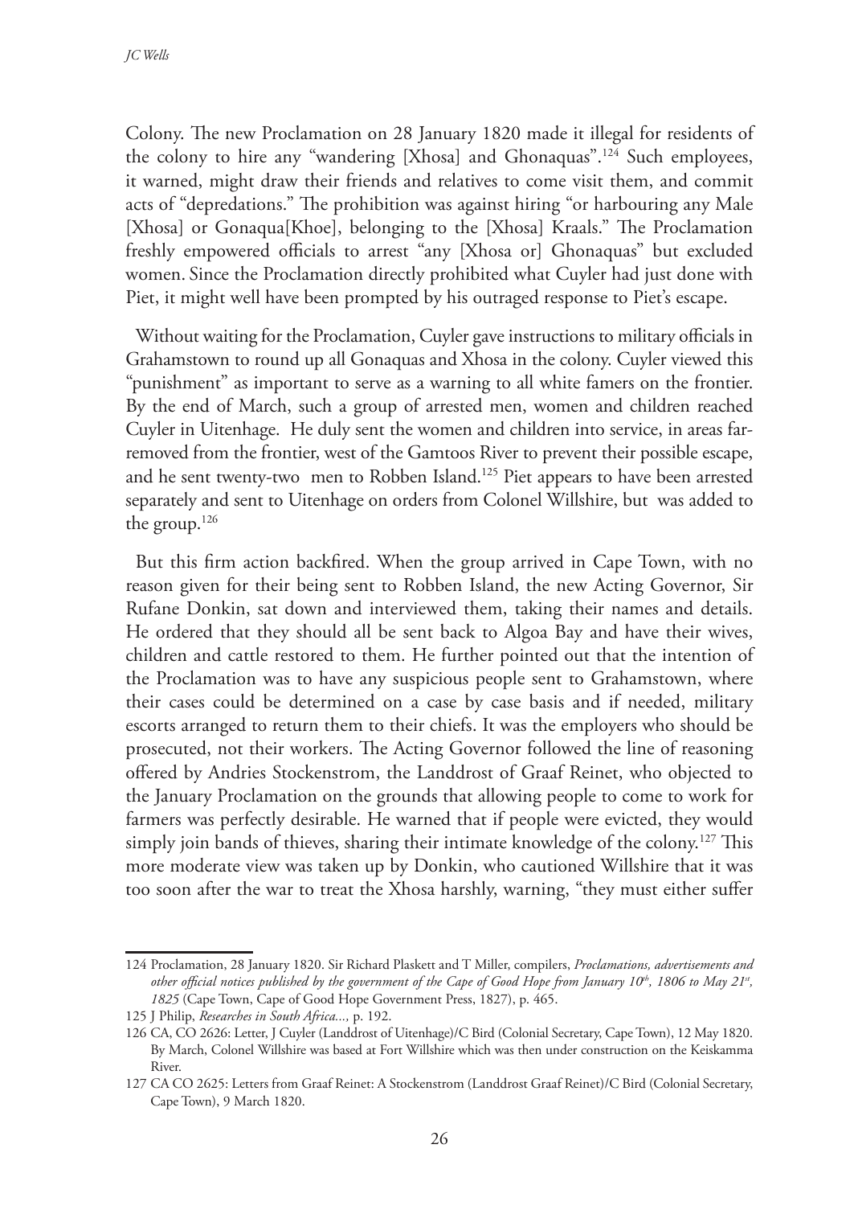Colony. The new Proclamation on 28 January 1820 made it illegal for residents of the colony to hire any "wandering [Xhosa] and Ghonaquas".[124] Such employees, it warned, might draw their friends and relatives to come visit them, and commit acts of "depredations." The prohibition was against hiring "or harbouring any Male [Xhosa] or Gonaqua[Khoe], belonging to the [Xhosa] Kraals." The Proclamation freshly empowered officials to arrest "any [Xhosa or] Ghonaquas" but excluded women. Since the Proclamation directly prohibited what Cuyler had just done with Piet, it might well have been prompted by his outraged response to Piet's escape.

Without waiting for the Proclamation, Cuyler gave instructions to military officials in Grahamstown to round up all Gonaquas and Xhosa in the colony. Cuyler viewed this "punishment" as important to serve as a warning to all white famers on the frontier. By the end of March, such a group of arrested men, women and children reached Cuyler in Uitenhage. He duly sent the women and children into service, in areas far-removed from the frontier, west of the Gamtoos River to prevent their possible escape, and he sent twenty-two men to Robben Island.[125] Piet appears to have been arrested separately and sent to Uitenhage on orders from Colonel Willshire, but was added to the group.[126]

But this firm action backfired. When the group arrived in Cape Town, with no reason given for their being sent to Robben Island, the new Acting Governor, Sir Rufane Donkin, sat down and interviewed them, taking their names and details. He ordered that they should all be sent back to Algoa Bay and have their wives, children and cattle restored to them. He further pointed out that the intention of the Proclamation was to have any suspicious people sent to Grahamstown, where their cases could be determined on a case by case basis and if needed, military escorts arranged to return them to their chiefs. It was the employers who should be prosecuted, not their workers. The Acting Governor followed the line of reasoning offered by Andries Stockenstrom, the Landdrost of Graaf Reinet, who objected to the January Proclamation on the grounds that allowing people to come to work for farmers was perfectly desirable. He warned that if people were evicted, they would simply join bands of thieves, sharing their intimate knowledge of the colony.[127] This more moderate view was taken up by Donkin, who cautioned Willshire that it was too soon after the war to treat the Xhosa harshly, warning, "they must either suffer

---

124 Proclamation, 28 January 1820. Sir Richard Plaskett and T Miller, compilers, *Proclamations, advertisements and other official notices published by the government of the Cape of Good Hope from January 10th, 1806 to May 21st, 1825* (Cape Town, Cape of Good Hope Government Press, 1827), p. 465.

125 J Philip, *Researches in South Africa...*, p. 192.

126 CA, CO 2626: Letter, J Cuyler (Landdrost of Uitenhage)/C Bird (Colonial Secretary, Cape Town), 12 May 1820. By March, Colonel Willshire was based at Fort Willshire which was then under construction on the Keiskamma River.

127 CA CO 2625: Letters from Graaf Reinet: A Stockenstrom (Landdrost Graaf Reinet)/C Bird (Colonial Secretary, Cape Town), 9 March 1820.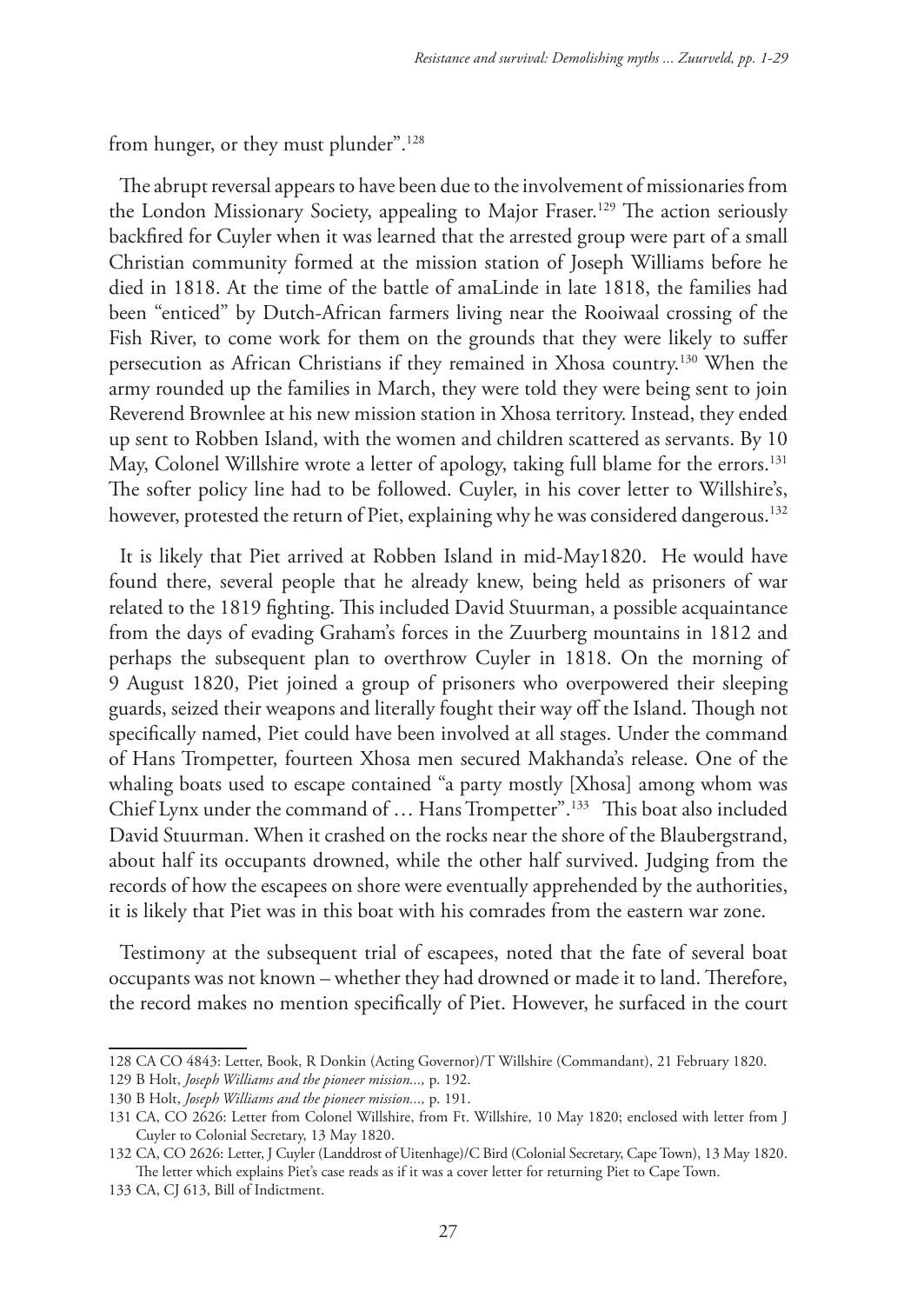from hunger, or they must plunder".[128]

The abrupt reversal appears to have been due to the involvement of missionaries from the London Missionary Society, appealing to Major Fraser.[129] The action seriously backfired for Cuyler when it was learned that the arrested group were part of a small Christian community formed at the mission station of Joseph Williams before he died in 1818. At the time of the battle of amaLinde in late 1818, the families had been "enticed" by Dutch-African farmers living near the Rooiwaal crossing of the Fish River, to come work for them on the grounds that they were likely to suffer persecution as African Christians if they remained in Xhosa country.[130] When the army rounded up the families in March, they were told they were being sent to join Reverend Brownlee at his new mission station in Xhosa territory. Instead, they ended up sent to Robben Island, with the women and children scattered as servants. By 10 May, Colonel Willshire wrote a letter of apology, taking full blame for the errors.[131] The softer policy line had to be followed. Cuyler, in his cover letter to Willshire's, however, protested the return of Piet, explaining why he was considered dangerous.[132]

It is likely that Piet arrived at Robben Island in mid-May1820. He would have found there, several people that he already knew, being held as prisoners of war related to the 1819 fighting. This included David Stuurman, a possible acquaintance from the days of evading Graham's forces in the Zuurberg mountains in 1812 and perhaps the subsequent plan to overthrow Cuyler in 1818. On the morning of 9 August 1820, Piet joined a group of prisoners who overpowered their sleeping guards, seized their weapons and literally fought their way off the Island. Though not specifically named, Piet could have been involved at all stages. Under the command of Hans Trompetter, fourteen Xhosa men secured Makhanda's release. One of the whaling boats used to escape contained "a party mostly [Xhosa] among whom was Chief Lynx under the command of … Hans Trompetter".[133] This boat also included David Stuurman. When it crashed on the rocks near the shore of the Blaubergstrand, about half its occupants drowned, while the other half survived. Judging from the records of how the escapees on shore were eventually apprehended by the authorities, it is likely that Piet was in this boat with his comrades from the eastern war zone.

Testimony at the subsequent trial of escapees, noted that the fate of several boat occupants was not known – whether they had drowned or made it to land. Therefore, the record makes no mention specifically of Piet. However, he surfaced in the court

---

128 CA CO 4843: Letter, Book, R Donkin (Acting Governor)/T Willshire (Commandant), 21 February 1820.

129 B Holt, *Joseph Williams and the pioneer mission...,* p. 192.

130 B Holt, *Joseph Williams and the pioneer mission...,* p. 191.

131 CA, CO 2626: Letter from Colonel Willshire, from Ft. Willshire, 10 May 1820; enclosed with letter from J Cuyler to Colonial Secretary, 13 May 1820.

132 CA, CO 2626: Letter, J Cuyler (Landdrost of Uitenhage)/C Bird (Colonial Secretary, Cape Town), 13 May 1820. The letter which explains Piet's case reads as if it was a cover letter for returning Piet to Cape Town.

133 CA, CJ 613, Bill of Indictment.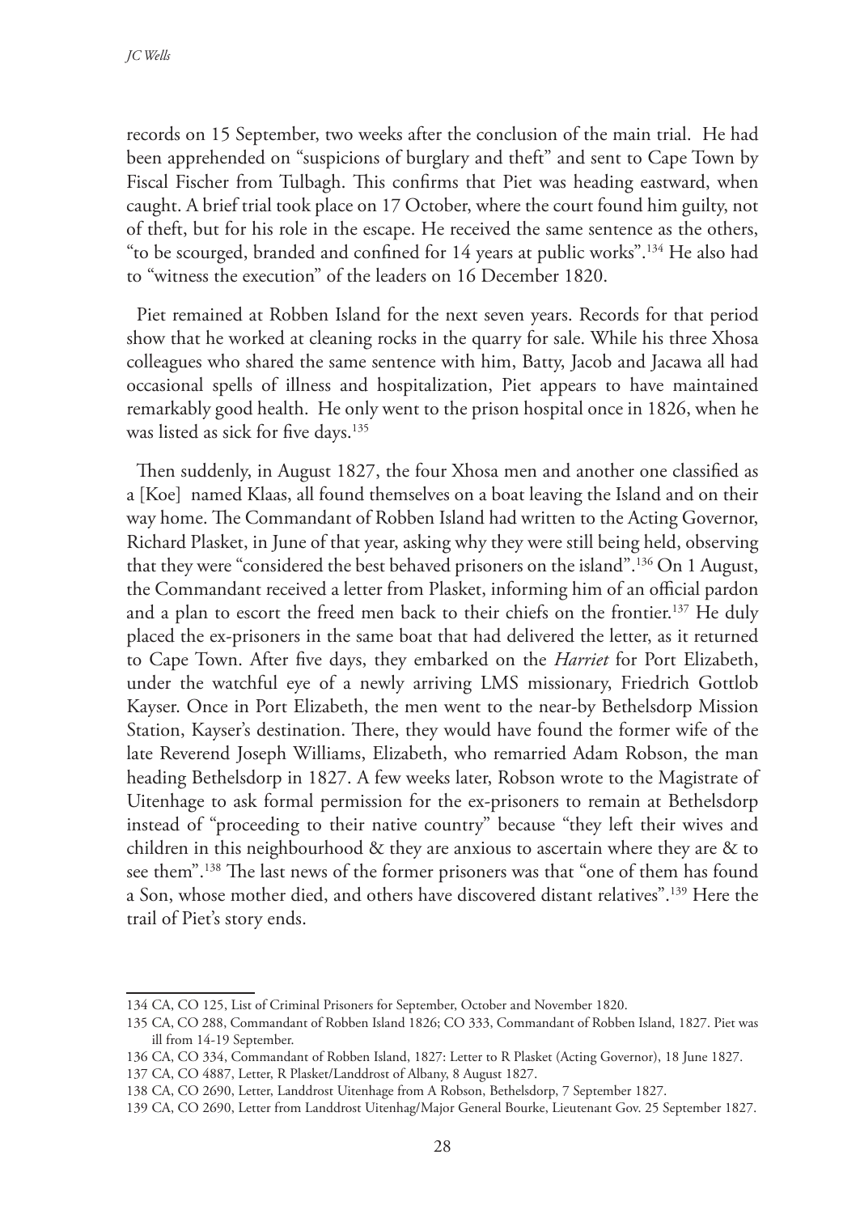records on 15 September, two weeks after the conclusion of the main trial. He had been apprehended on "suspicions of burglary and theft" and sent to Cape Town by Fiscal Fischer from Tulbagh. This confirms that Piet was heading eastward, when caught. A brief trial took place on 17 October, where the court found him guilty, not of theft, but for his role in the escape. He received the same sentence as the others, "to be scourged, branded and confined for 14 years at public works".[134] He also had to "witness the execution" of the leaders on 16 December 1820.

Piet remained at Robben Island for the next seven years. Records for that period show that he worked at cleaning rocks in the quarry for sale. While his three Xhosa colleagues who shared the same sentence with him, Batty, Jacob and Jacawa all had occasional spells of illness and hospitalization, Piet appears to have maintained remarkably good health. He only went to the prison hospital once in 1826, when he was listed as sick for five days.[135]

Then suddenly, in August 1827, the four Xhosa men and another one classified as a [Koe] named Klaas, all found themselves on a boat leaving the Island and on their way home. The Commandant of Robben Island had written to the Acting Governor, Richard Plasket, in June of that year, asking why they were still being held, observing that they were "considered the best behaved prisoners on the island".[136] On 1 August, the Commandant received a letter from Plasket, informing him of an official pardon and a plan to escort the freed men back to their chiefs on the frontier.[137] He duly placed the ex-prisoners in the same boat that had delivered the letter, as it returned to Cape Town. After five days, they embarked on the *Harriet* for Port Elizabeth, under the watchful eye of a newly arriving LMS missionary, Friedrich Gottlob Kayser. Once in Port Elizabeth, the men went to the near-by Bethelsdorp Mission Station, Kayser's destination. There, they would have found the former wife of the late Reverend Joseph Williams, Elizabeth, who remarried Adam Robson, the man heading Bethelsdorp in 1827. A few weeks later, Robson wrote to the Magistrate of Uitenhage to ask formal permission for the ex-prisoners to remain at Bethelsdorp instead of "proceeding to their native country" because "they left their wives and children in this neighbourhood & they are anxious to ascertain where they are & to see them".[138] The last news of the former prisoners was that "one of them has found a Son, whose mother died, and others have discovered distant relatives".[139] Here the trail of Piet's story ends.

---

134 CA, CO 125, List of Criminal Prisoners for September, October and November 1820.

135 CA, CO 288, Commandant of Robben Island 1826; CO 333, Commandant of Robben Island, 1827. Piet was ill from 14-19 September.

136 CA, CO 334, Commandant of Robben Island, 1827: Letter to R Plasket (Acting Governor), 18 June 1827.

137 CA, CO 4887, Letter, R Plasket/Landdrost of Albany, 8 August 1827.

138 CA, CO 2690, Letter, Landdrost Uitenhage from A Robson, Bethelsdorp, 7 September 1827.

139 CA, CO 2690, Letter from Landdrost Uitenhag/Major General Bourke, Lieutenant Gov. 25 September 1827.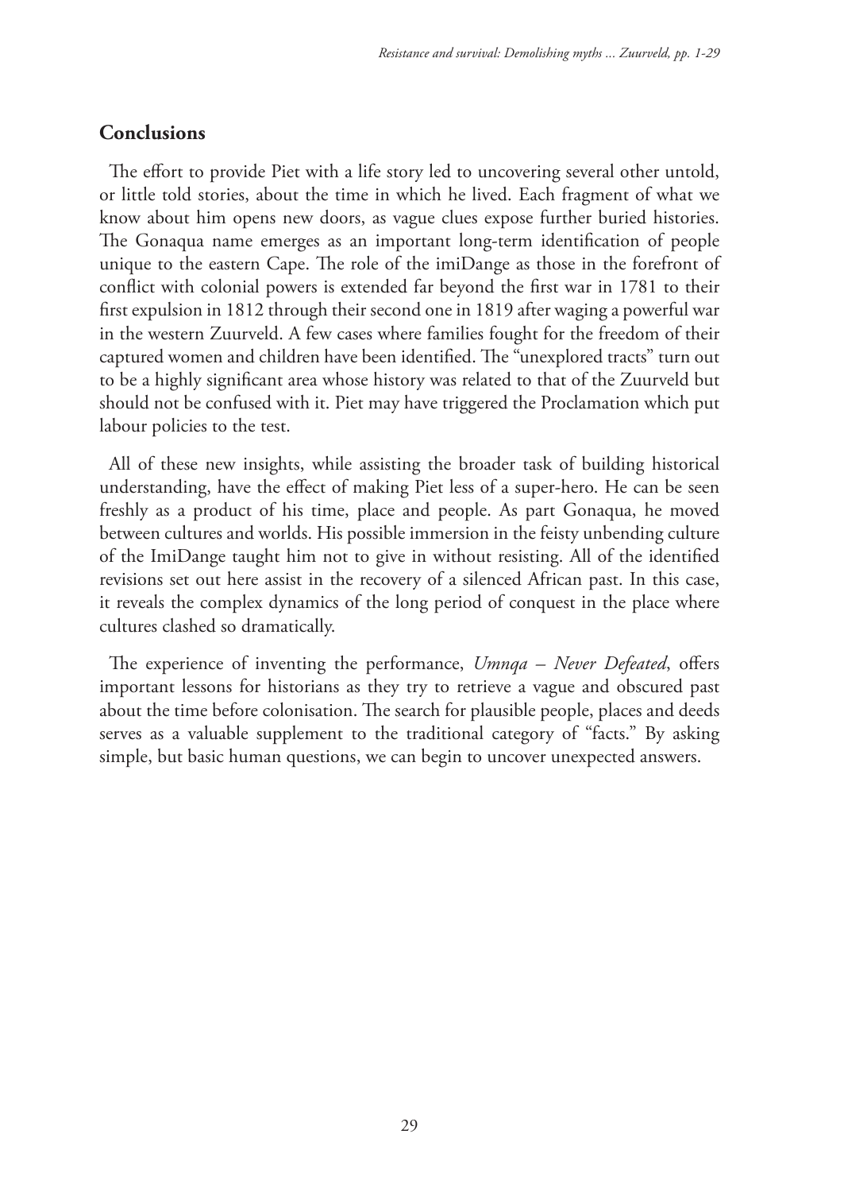## Conclusions

The effort to provide Piet with a life story led to uncovering several other untold, or little told stories, about the time in which he lived. Each fragment of what we know about him opens new doors, as vague clues expose further buried histories. The Gonaqua name emerges as an important long-term identification of people unique to the eastern Cape. The role of the imiDange as those in the forefront of conflict with colonial powers is extended far beyond the first war in 1781 to their first expulsion in 1812 through their second one in 1819 after waging a powerful war in the western Zuurveld. A few cases where families fought for the freedom of their captured women and children have been identified. The "unexplored tracts" turn out to be a highly significant area whose history was related to that of the Zuurveld but should not be confused with it. Piet may have triggered the Proclamation which put labour policies to the test.

All of these new insights, while assisting the broader task of building historical understanding, have the effect of making Piet less of a super-hero. He can be seen freshly as a product of his time, place and people. As part Gonaqua, he moved between cultures and worlds. His possible immersion in the feisty unbending culture of the ImiDange taught him not to give in without resisting. All of the identified revisions set out here assist in the recovery of a silenced African past. In this case, it reveals the complex dynamics of the long period of conquest in the place where cultures clashed so dramatically.

The experience of inventing the performance, *Umnqa – Never Defeated*, offers important lessons for historians as they try to retrieve a vague and obscured past about the time before colonisation. The search for plausible people, places and deeds serves as a valuable supplement to the traditional category of "facts." By asking simple, but basic human questions, we can begin to uncover unexpected answers.